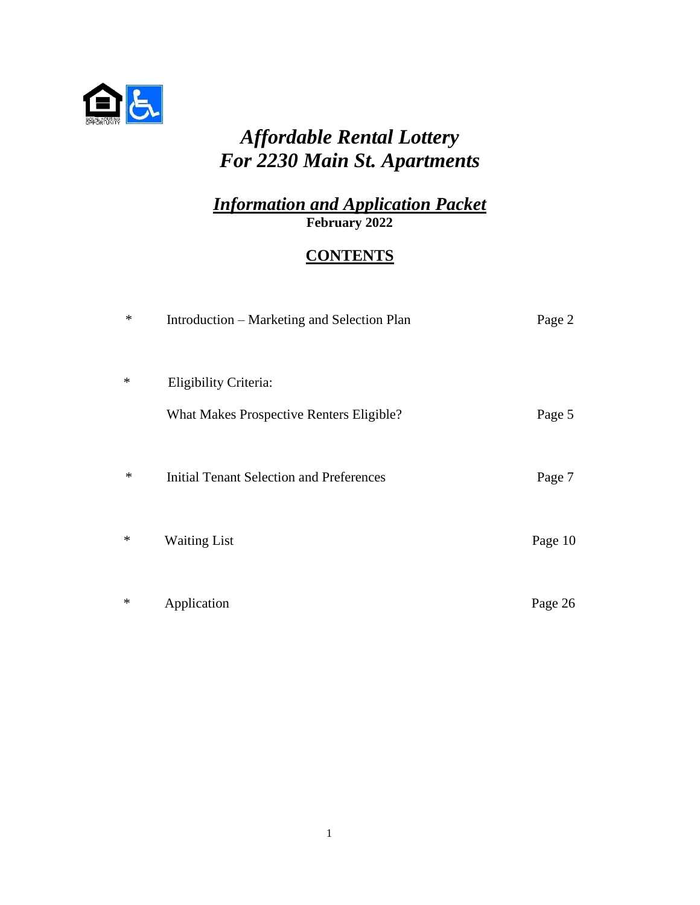# *Affordable Rental Lottery*
# *For 2230 Main St. Apartments*

## ***Information and Application Packet***

**February 2022**

## CONTENTS

| | | |
|---|---|---|
| * | Introduction – Marketing and Selection Plan | Page 2 |
| * | Eligibility Criteria: | |
| | What Makes Prospective Renters Eligible? | Page 5 |
| * | Initial Tenant Selection and Preferences | Page 7 |
| * | Waiting List | Page 10 |
| * | Application | Page 26 |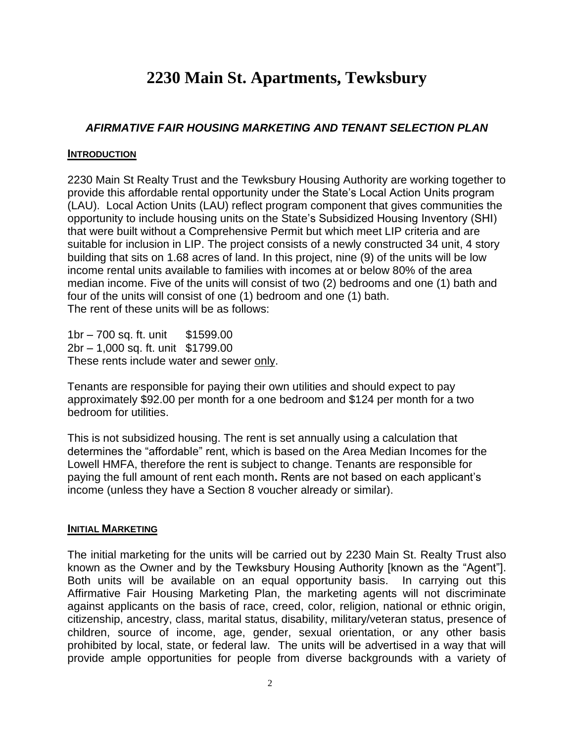# 2230 Main St. Apartments, Tewksbury

### *AFIRMATIVE FAIR HOUSING MARKETING AND TENANT SELECTION PLAN*

**INTRODUCTION**

2230 Main St Realty Trust and the Tewksbury Housing Authority are working together to provide this affordable rental opportunity under the State's Local Action Units program (LAU). Local Action Units (LAU) reflect program component that gives communities the opportunity to include housing units on the State's Subsidized Housing Inventory (SHI) that were built without a Comprehensive Permit but which meet LIP criteria and are suitable for inclusion in LIP. The project consists of a newly constructed 34 unit, 4 story building that sits on 1.68 acres of land. In this project, nine (9) of the units will be low income rental units available to families with incomes at or below 80% of the area median income. Five of the units will consist of two (2) bedrooms and one (1) bath and four of the units will consist of one (1) bedroom and one (1) bath.
The rent of these units will be as follows:

1br – 700 sq. ft. unit $1599.00
2br – 1,000 sq. ft. unit $1799.00
These rents include water and sewer only.

Tenants are responsible for paying their own utilities and should expect to pay approximately $92.00 per month for a one bedroom and $124 per month for a two bedroom for utilities.

This is not subsidized housing. The rent is set annually using a calculation that determines the "affordable" rent, which is based on the Area Median Incomes for the Lowell HMFA, therefore the rent is subject to change. Tenants are responsible for paying the full amount of rent each month**.** Rents are not based on each applicant's income (unless they have a Section 8 voucher already or similar).

**INITIAL MARKETING**

The initial marketing for the units will be carried out by 2230 Main St. Realty Trust also known as the Owner and by the Tewksbury Housing Authority [known as the "Agent"]. Both units will be available on an equal opportunity basis. In carrying out this Affirmative Fair Housing Marketing Plan, the marketing agents will not discriminate against applicants on the basis of race, creed, color, religion, national or ethnic origin, citizenship, ancestry, class, marital status, disability, military/veteran status, presence of children, source of income, age, gender, sexual orientation, or any other basis prohibited by local, state, or federal law. The units will be advertised in a way that will provide ample opportunities for people from diverse backgrounds with a variety of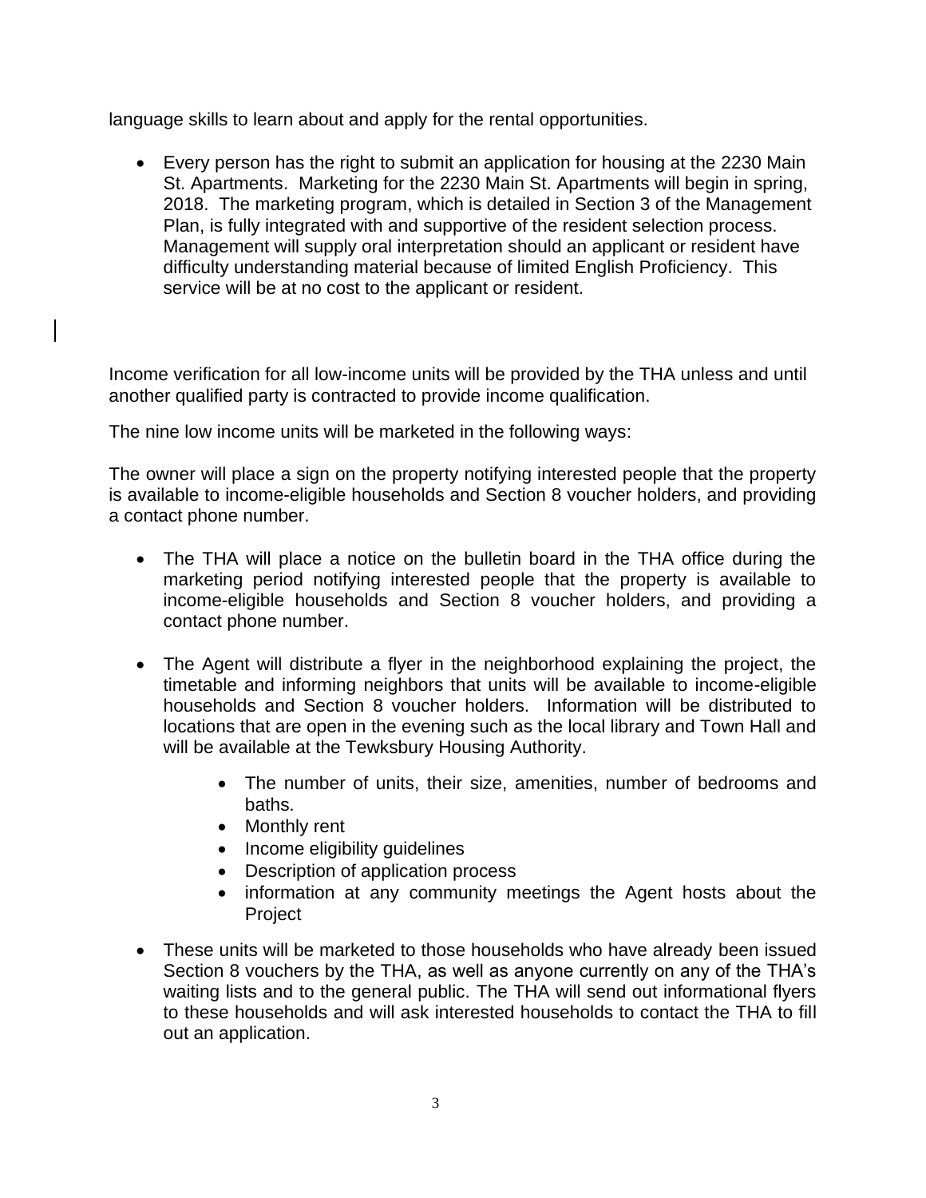language skills to learn about and apply for the rental opportunities.

- Every person has the right to submit an application for housing at the 2230 Main St. Apartments. Marketing for the 2230 Main St. Apartments will begin in spring, 2018. The marketing program, which is detailed in Section 3 of the Management Plan, is fully integrated with and supportive of the resident selection process. Management will supply oral interpretation should an applicant or resident have difficulty understanding material because of limited English Proficiency. This service will be at no cost to the applicant or resident.

Income verification for all low-income units will be provided by the THA unless and until another qualified party is contracted to provide income qualification.

The nine low income units will be marketed in the following ways:

The owner will place a sign on the property notifying interested people that the property is available to income-eligible households and Section 8 voucher holders, and providing a contact phone number.

- The THA will place a notice on the bulletin board in the THA office during the marketing period notifying interested people that the property is available to income-eligible households and Section 8 voucher holders, and providing a contact phone number.

- The Agent will distribute a flyer in the neighborhood explaining the project, the timetable and informing neighbors that units will be available to income-eligible households and Section 8 voucher holders. Information will be distributed to locations that are open in the evening such as the local library and Town Hall and will be available at the Tewksbury Housing Authority.

    - The number of units, their size, amenities, number of bedrooms and baths.
    - Monthly rent
    - Income eligibility guidelines
    - Description of application process
    - information at any community meetings the Agent hosts about the Project

- These units will be marketed to those households who have already been issued Section 8 vouchers by the THA, as well as anyone currently on any of the THA's waiting lists and to the general public. The THA will send out informational flyers to these households and will ask interested households to contact the THA to fill out an application.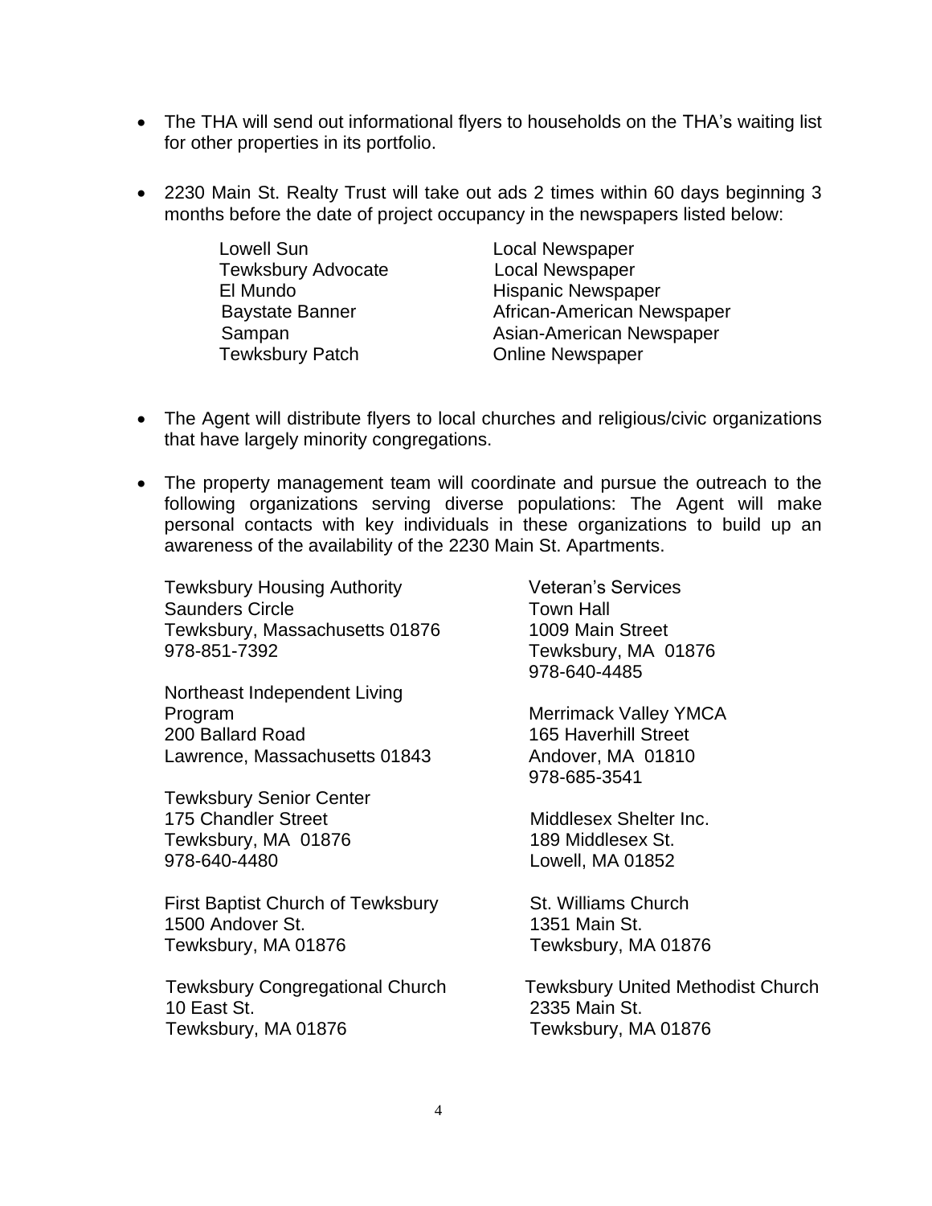- The THA will send out informational flyers to households on the THA's waiting list for other properties in its portfolio.

- 2230 Main St. Realty Trust will take out ads 2 times within 60 days beginning 3 months before the date of project occupancy in the newspapers listed below:

| | |
|---|---|
| Lowell Sun | Local Newspaper |
| Tewksbury Advocate | Local Newspaper |
| El Mundo | Hispanic Newspaper |
| Baystate Banner | African-American Newspaper |
| Sampan | Asian-American Newspaper |
| Tewksbury Patch | Online Newspaper |

- The Agent will distribute flyers to local churches and religious/civic organizations that have largely minority congregations.

- The property management team will coordinate and pursue the outreach to the following organizations serving diverse populations: The Agent will make personal contacts with key individuals in these organizations to build up an awareness of the availability of the 2230 Main St. Apartments.

Tewksbury Housing Authority
Saunders Circle
Tewksbury, Massachusetts 01876
978-851-7392

Veteran's Services
Town Hall
1009 Main Street
Tewksbury, MA 01876
978-640-4485

Northeast Independent Living Program
200 Ballard Road
Lawrence, Massachusetts 01843

Merrimack Valley YMCA
165 Haverhill Street
Andover, MA 01810
978-685-3541

Tewksbury Senior Center
175 Chandler Street
Tewksbury, MA 01876
978-640-4480

Middlesex Shelter Inc.
189 Middlesex St.
Lowell, MA 01852

First Baptist Church of Tewksbury
1500 Andover St.
Tewksbury, MA 01876

St. Williams Church
1351 Main St.
Tewksbury, MA 01876

Tewksbury Congregational Church
10 East St.
Tewksbury, MA 01876

Tewksbury United Methodist Church
2335 Main St.
Tewksbury, MA 01876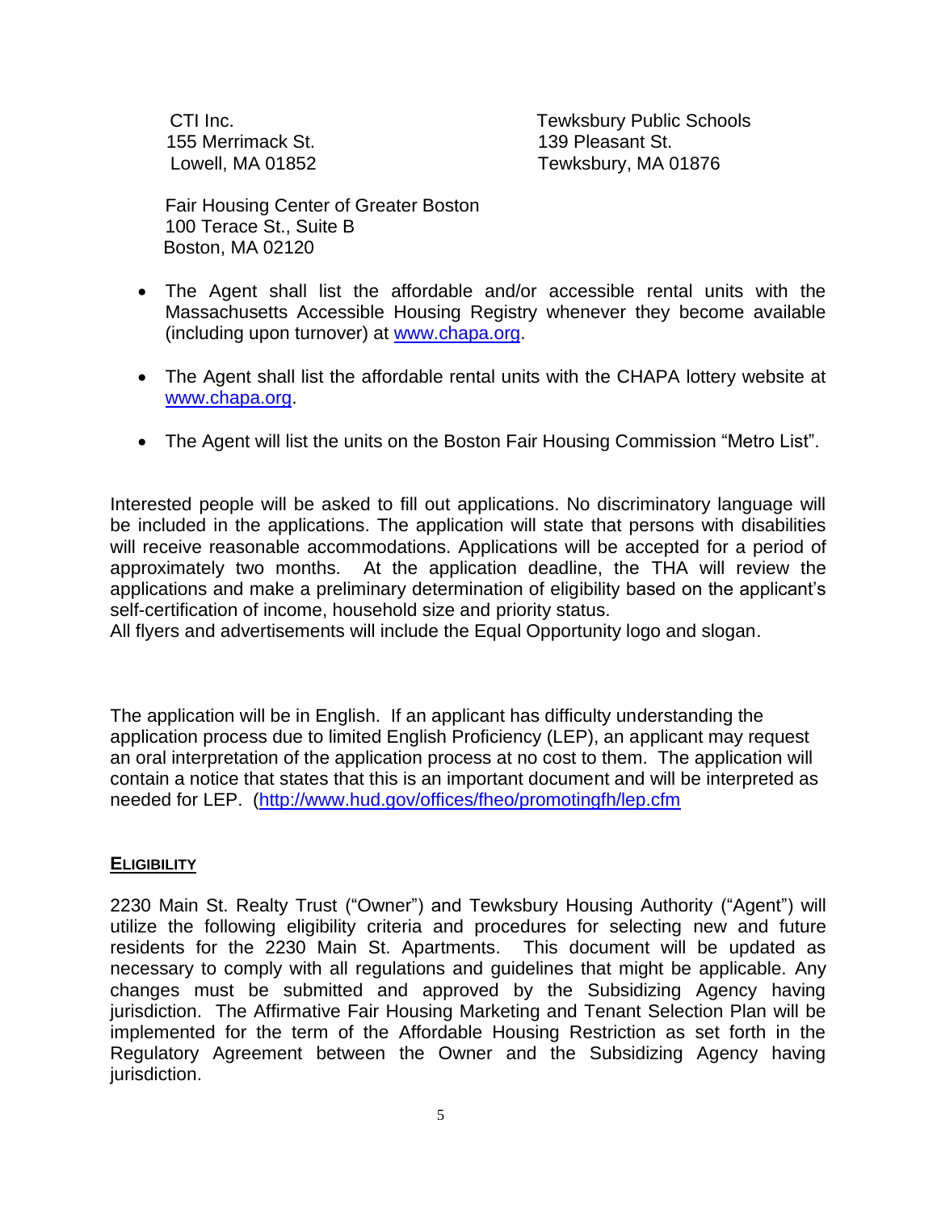CTI Inc.
155 Merrimack St.
Lowell, MA 01852

Tewksbury Public Schools
139 Pleasant St.
Tewksbury, MA 01876

Fair Housing Center of Greater Boston
100 Terace St., Suite B
Boston, MA 02120

- The Agent shall list the affordable and/or accessible rental units with the Massachusetts Accessible Housing Registry whenever they become available (including upon turnover) at [www.chapa.org](http://www.chapa.org).
- The Agent shall list the affordable rental units with the CHAPA lottery website at [www.chapa.org](http://www.chapa.org).
- The Agent will list the units on the Boston Fair Housing Commission "Metro List".

Interested people will be asked to fill out applications. No discriminatory language will be included in the applications. The application will state that persons with disabilities will receive reasonable accommodations. Applications will be accepted for a period of approximately two months. At the application deadline, the THA will review the applications and make a preliminary determination of eligibility based on the applicant's self-certification of income, household size and priority status.
All flyers and advertisements will include the Equal Opportunity logo and slogan.

The application will be in English. If an applicant has difficulty understanding the application process due to limited English Proficiency (LEP), an applicant may request an oral interpretation of the application process at no cost to them. The application will contain a notice that states that this is an important document and will be interpreted as needed for LEP. ([http://www.hud.gov/offices/fheo/promotingfh/lep.cfm](http://www.hud.gov/offices/fheo/promotingfh/lep.cfm)

## Eligibility

2230 Main St. Realty Trust ("Owner") and Tewksbury Housing Authority ("Agent") will utilize the following eligibility criteria and procedures for selecting new and future residents for the 2230 Main St. Apartments. This document will be updated as necessary to comply with all regulations and guidelines that might be applicable. Any changes must be submitted and approved by the Subsidizing Agency having jurisdiction. The Affirmative Fair Housing Marketing and Tenant Selection Plan will be implemented for the term of the Affordable Housing Restriction as set forth in the Regulatory Agreement between the Owner and the Subsidizing Agency having jurisdiction.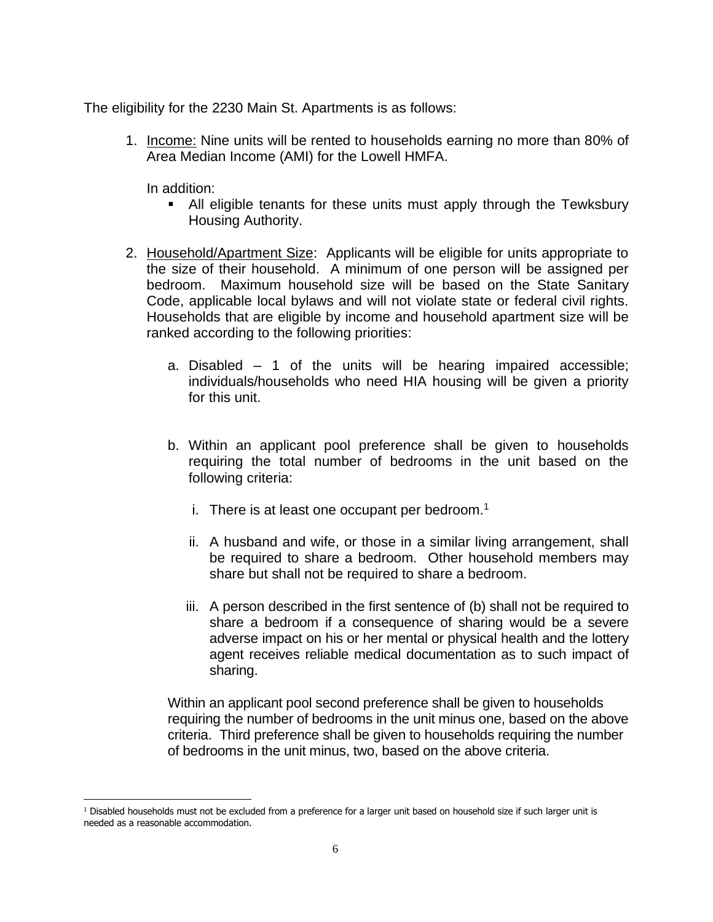The eligibility for the 2230 Main St. Apartments is as follows:

1. Income: Nine units will be rented to households earning no more than 80% of Area Median Income (AMI) for the Lowell HMFA.

   In addition:
   - All eligible tenants for these units must apply through the Tewksbury Housing Authority.

2. Household/Apartment Size: Applicants will be eligible for units appropriate to the size of their household. A minimum of one person will be assigned per bedroom. Maximum household size will be based on the State Sanitary Code, applicable local bylaws and will not violate state or federal civil rights. Households that are eligible by income and household apartment size will be ranked according to the following priorities:

   a. Disabled – 1 of the units will be hearing impaired accessible; individuals/households who need HIA housing will be given a priority for this unit.

   b. Within an applicant pool preference shall be given to households requiring the total number of bedrooms in the unit based on the following criteria:

      i. There is at least one occupant per bedroom.[1]

      ii. A husband and wife, or those in a similar living arrangement, shall be required to share a bedroom. Other household members may share but shall not be required to share a bedroom.

      iii. A person described in the first sentence of (b) shall not be required to share a bedroom if a consequence of sharing would be a severe adverse impact on his or her mental or physical health and the lottery agent receives reliable medical documentation as to such impact of sharing.

   Within an applicant pool second preference shall be given to households requiring the number of bedrooms in the unit minus one, based on the above criteria. Third preference shall be given to households requiring the number of bedrooms in the unit minus, two, based on the above criteria.

[1] Disabled households must not be excluded from a preference for a larger unit based on household size if such larger unit is needed as a reasonable accommodation.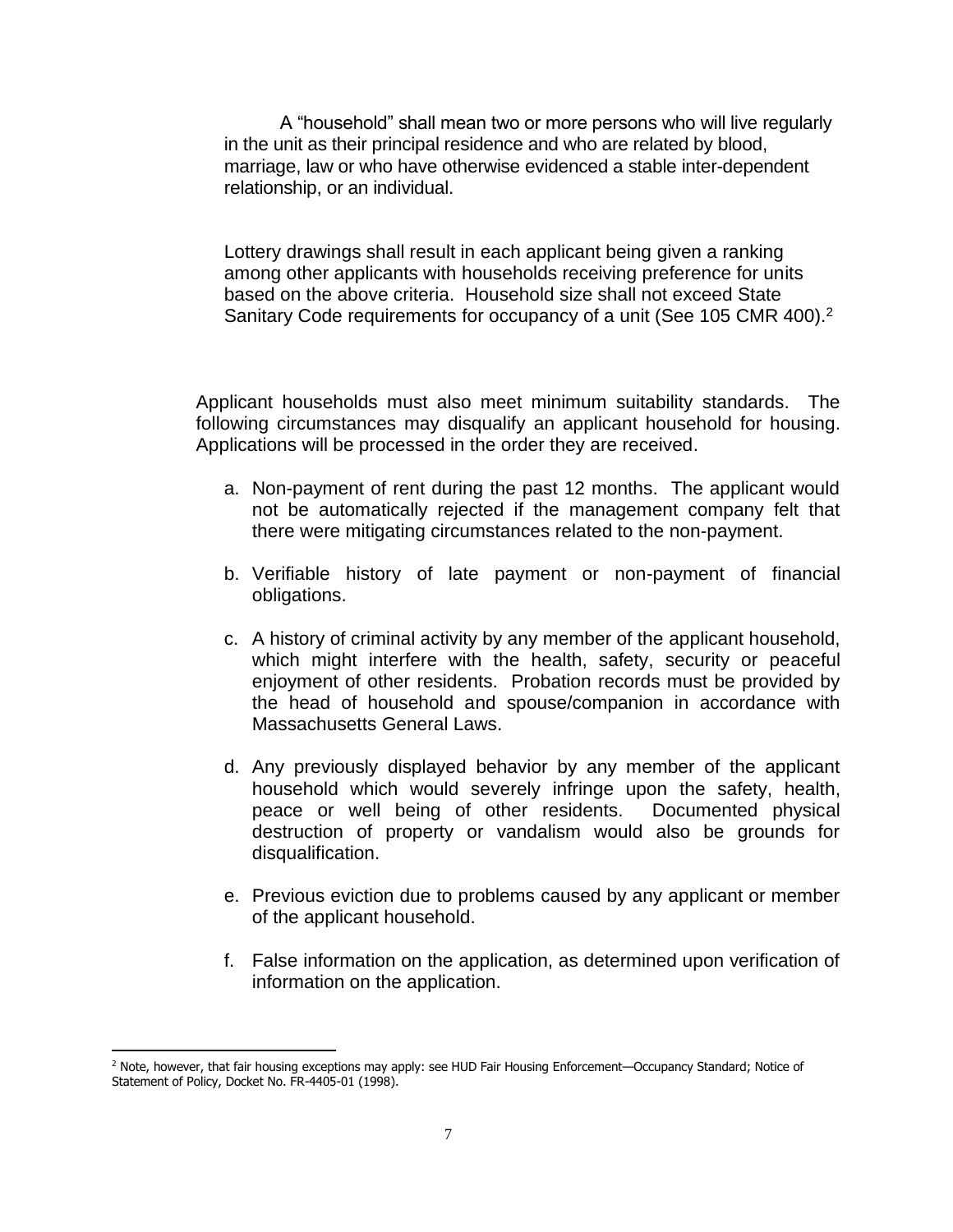A "household" shall mean two or more persons who will live regularly in the unit as their principal residence and who are related by blood, marriage, law or who have otherwise evidenced a stable inter-dependent relationship, or an individual.

Lottery drawings shall result in each applicant being given a ranking among other applicants with households receiving preference for units based on the above criteria. Household size shall not exceed State Sanitary Code requirements for occupancy of a unit (See 105 CMR 400).[2]

Applicant households must also meet minimum suitability standards. The following circumstances may disqualify an applicant household for housing. Applications will be processed in the order they are received.

a. Non-payment of rent during the past 12 months. The applicant would not be automatically rejected if the management company felt that there were mitigating circumstances related to the non-payment.

b. Verifiable history of late payment or non-payment of financial obligations.

c. A history of criminal activity by any member of the applicant household, which might interfere with the health, safety, security or peaceful enjoyment of other residents. Probation records must be provided by the head of household and spouse/companion in accordance with Massachusetts General Laws.

d. Any previously displayed behavior by any member of the applicant household which would severely infringe upon the safety, health, peace or well being of other residents. Documented physical destruction of property or vandalism would also be grounds for disqualification.

e. Previous eviction due to problems caused by any applicant or member of the applicant household.

f. False information on the application, as determined upon verification of information on the application.

[2] Note, however, that fair housing exceptions may apply: see HUD Fair Housing Enforcement—Occupancy Standard; Notice of Statement of Policy, Docket No. FR-4405-01 (1998).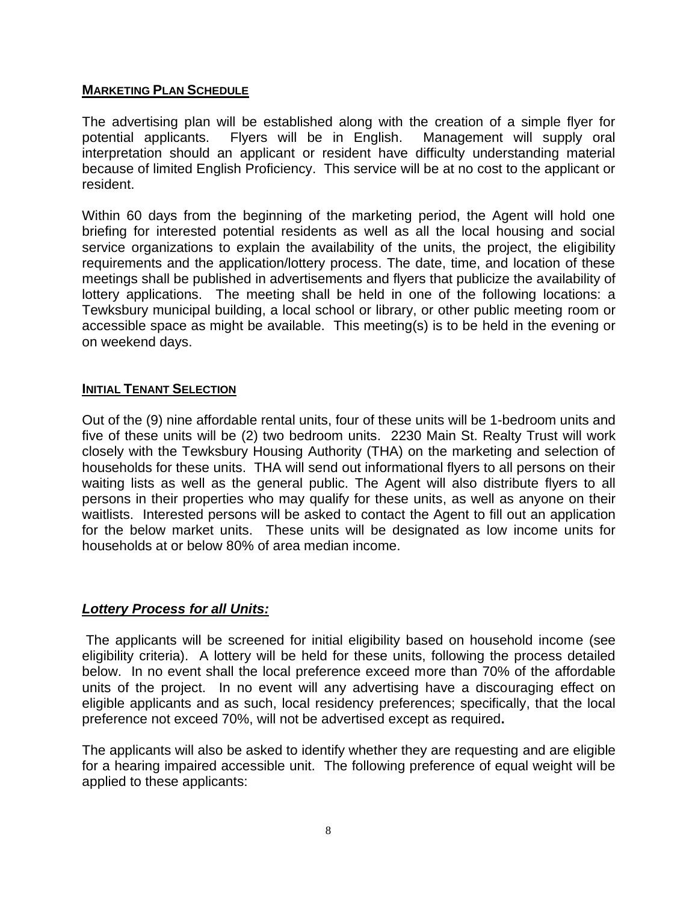## MARKETING PLAN SCHEDULE

The advertising plan will be established along with the creation of a simple flyer for potential applicants. Flyers will be in English. Management will supply oral interpretation should an applicant or resident have difficulty understanding material because of limited English Proficiency. This service will be at no cost to the applicant or resident.

Within 60 days from the beginning of the marketing period, the Agent will hold one briefing for interested potential residents as well as all the local housing and social service organizations to explain the availability of the units, the project, the eligibility requirements and the application/lottery process. The date, time, and location of these meetings shall be published in advertisements and flyers that publicize the availability of lottery applications. The meeting shall be held in one of the following locations: a Tewksbury municipal building, a local school or library, or other public meeting room or accessible space as might be available. This meeting(s) is to be held in the evening or on weekend days.

## INITIAL TENANT SELECTION

Out of the (9) nine affordable rental units, four of these units will be 1-bedroom units and five of these units will be (2) two bedroom units. 2230 Main St. Realty Trust will work closely with the Tewksbury Housing Authority (THA) on the marketing and selection of households for these units. THA will send out informational flyers to all persons on their waiting lists as well as the general public. The Agent will also distribute flyers to all persons in their properties who may qualify for these units, as well as anyone on their waitlists. Interested persons will be asked to contact the Agent to fill out an application for the below market units. These units will be designated as low income units for households at or below 80% of area median income.

### *Lottery Process for all Units:*

The applicants will be screened for initial eligibility based on household income (see eligibility criteria). A lottery will be held for these units, following the process detailed below. In no event shall the local preference exceed more than 70% of the affordable units of the project. In no event will any advertising have a discouraging effect on eligible applicants and as such, local residency preferences; specifically, that the local preference not exceed 70%, will not be advertised except as required**.**

The applicants will also be asked to identify whether they are requesting and are eligible for a hearing impaired accessible unit. The following preference of equal weight will be applied to these applicants: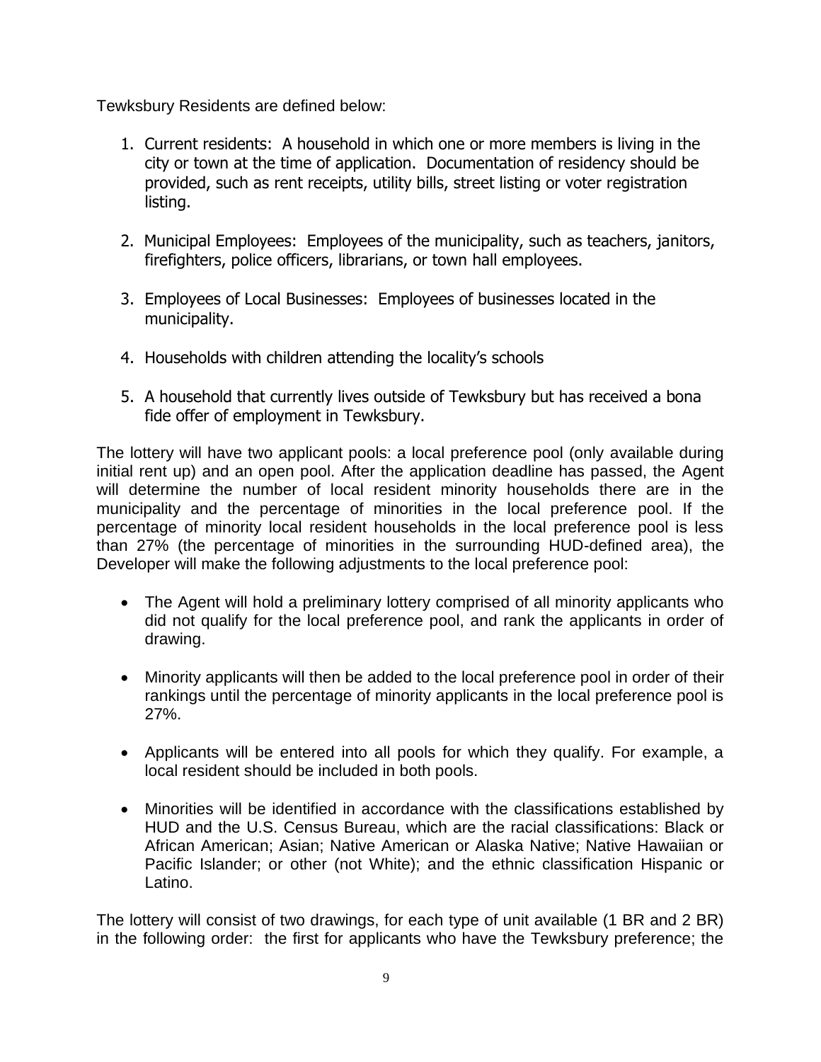Tewksbury Residents are defined below:

1. Current residents: A household in which one or more members is living in the city or town at the time of application. Documentation of residency should be provided, such as rent receipts, utility bills, street listing or voter registration listing.

2. Municipal Employees: Employees of the municipality, such as teachers, janitors, firefighters, police officers, librarians, or town hall employees.

3. Employees of Local Businesses: Employees of businesses located in the municipality.

4. Households with children attending the locality's schools

5. A household that currently lives outside of Tewksbury but has received a bona fide offer of employment in Tewksbury.

The lottery will have two applicant pools: a local preference pool (only available during initial rent up) and an open pool. After the application deadline has passed, the Agent will determine the number of local resident minority households there are in the municipality and the percentage of minorities in the local preference pool. If the percentage of minority local resident households in the local preference pool is less than 27% (the percentage of minorities in the surrounding HUD-defined area), the Developer will make the following adjustments to the local preference pool:

- The Agent will hold a preliminary lottery comprised of all minority applicants who did not qualify for the local preference pool, and rank the applicants in order of drawing.

- Minority applicants will then be added to the local preference pool in order of their rankings until the percentage of minority applicants in the local preference pool is 27%.

- Applicants will be entered into all pools for which they qualify. For example, a local resident should be included in both pools.

- Minorities will be identified in accordance with the classifications established by HUD and the U.S. Census Bureau, which are the racial classifications: Black or African American; Asian; Native American or Alaska Native; Native Hawaiian or Pacific Islander; or other (not White); and the ethnic classification Hispanic or Latino.

The lottery will consist of two drawings, for each type of unit available (1 BR and 2 BR) in the following order: the first for applicants who have the Tewksbury preference; the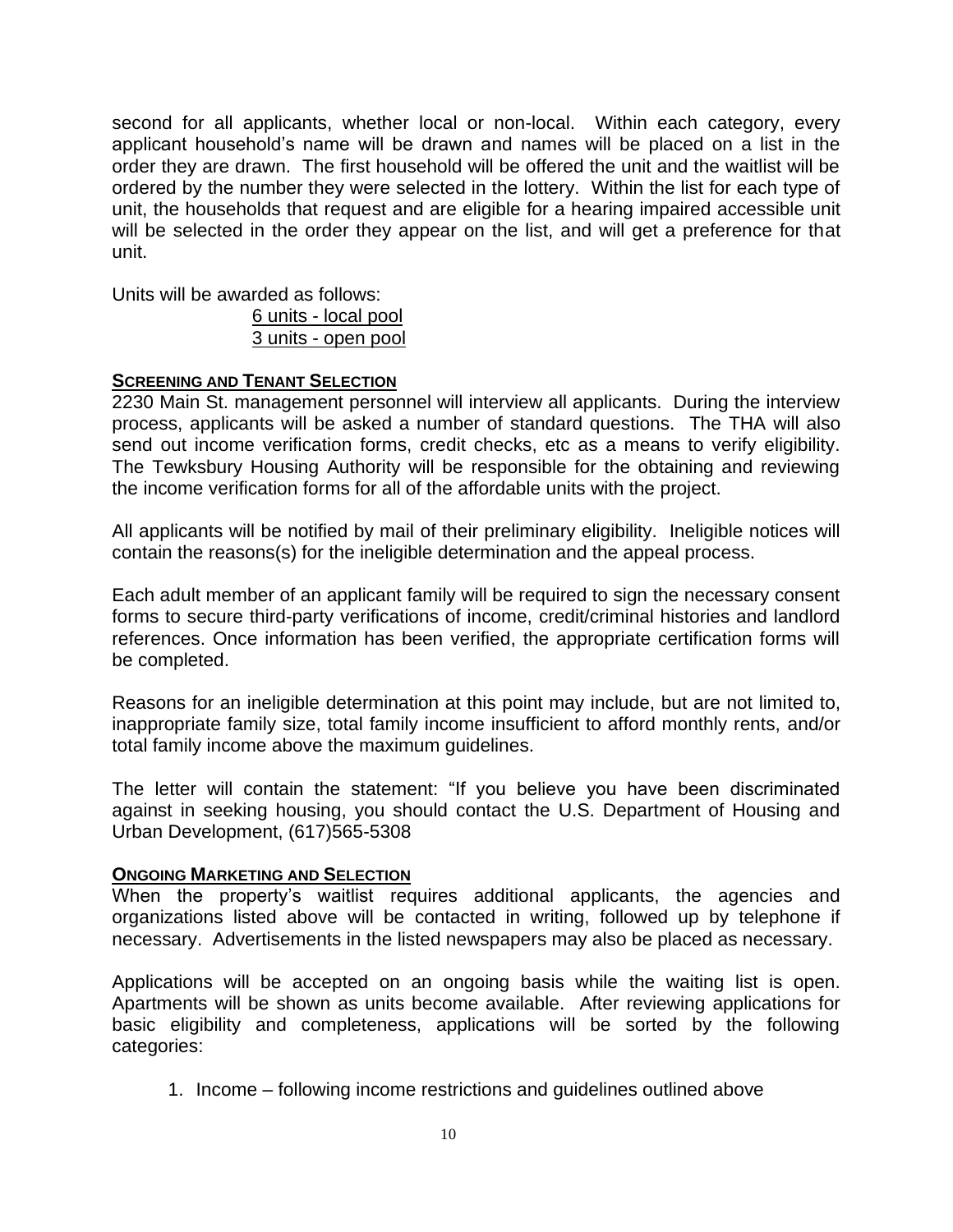second for all applicants, whether local or non-local. Within each category, every applicant household's name will be drawn and names will be placed on a list in the order they are drawn. The first household will be offered the unit and the waitlist will be ordered by the number they were selected in the lottery. Within the list for each type of unit, the households that request and are eligible for a hearing impaired accessible unit will be selected in the order they appear on the list, and will get a preference for that unit.

Units will be awarded as follows:

6 units - local pool
3 units - open pool

## Screening and Tenant Selection

2230 Main St. management personnel will interview all applicants. During the interview process, applicants will be asked a number of standard questions. The THA will also send out income verification forms, credit checks, etc as a means to verify eligibility. The Tewksbury Housing Authority will be responsible for the obtaining and reviewing the income verification forms for all of the affordable units with the project.

All applicants will be notified by mail of their preliminary eligibility. Ineligible notices will contain the reasons(s) for the ineligible determination and the appeal process.

Each adult member of an applicant family will be required to sign the necessary consent forms to secure third-party verifications of income, credit/criminal histories and landlord references. Once information has been verified, the appropriate certification forms will be completed.

Reasons for an ineligible determination at this point may include, but are not limited to, inappropriate family size, total family income insufficient to afford monthly rents, and/or total family income above the maximum guidelines.

The letter will contain the statement: "If you believe you have been discriminated against in seeking housing, you should contact the U.S. Department of Housing and Urban Development, (617)565-5308

## Ongoing Marketing and Selection

When the property's waitlist requires additional applicants, the agencies and organizations listed above will be contacted in writing, followed up by telephone if necessary. Advertisements in the listed newspapers may also be placed as necessary.

Applications will be accepted on an ongoing basis while the waiting list is open. Apartments will be shown as units become available. After reviewing applications for basic eligibility and completeness, applications will be sorted by the following categories:

1. Income – following income restrictions and guidelines outlined above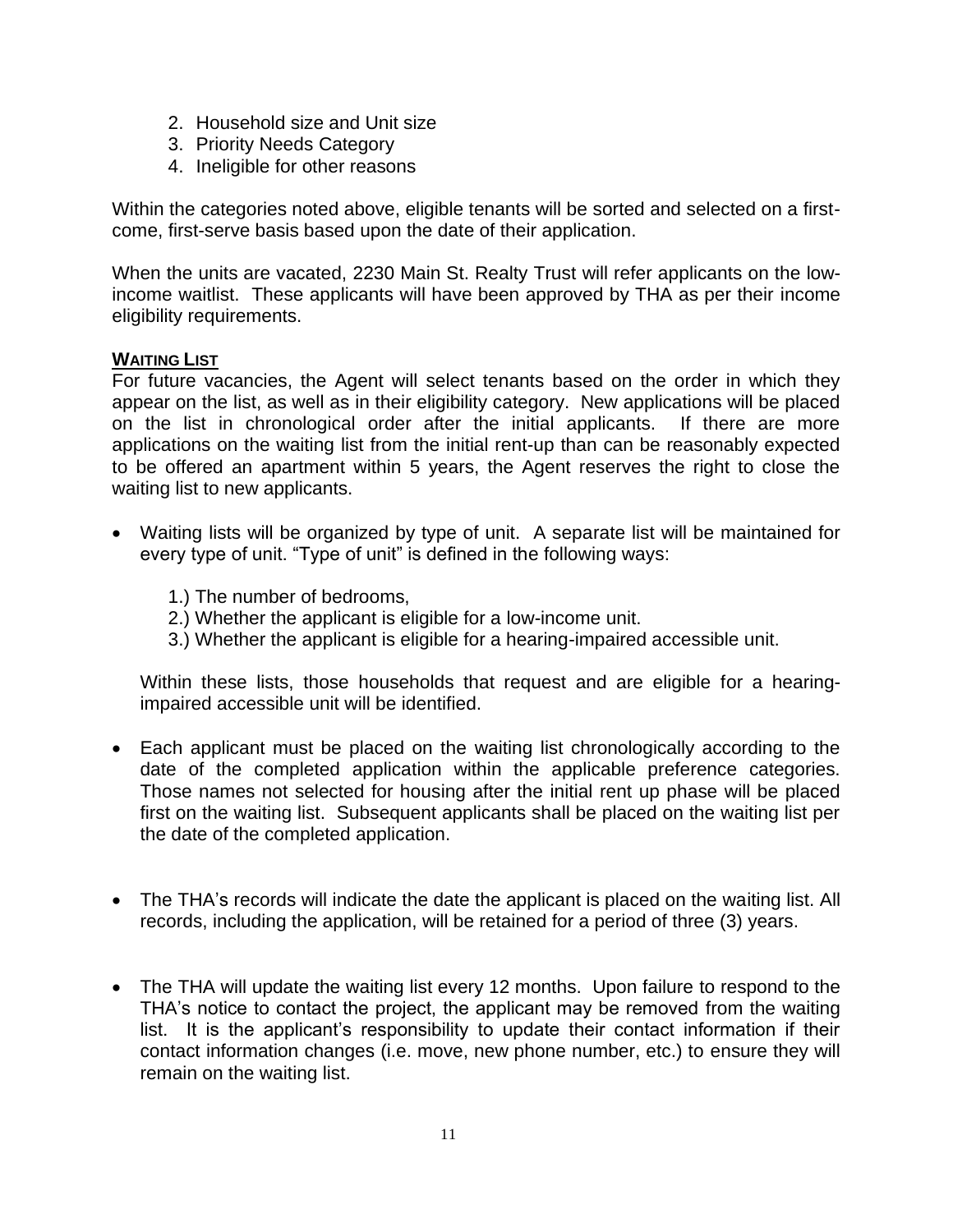2. Household size and Unit size
3. Priority Needs Category
4. Ineligible for other reasons

Within the categories noted above, eligible tenants will be sorted and selected on a first-come, first-serve basis based upon the date of their application.

When the units are vacated, 2230 Main St. Realty Trust will refer applicants on the low-income waitlist. These applicants will have been approved by THA as per their income eligibility requirements.

**WAITING LIST**

For future vacancies, the Agent will select tenants based on the order in which they appear on the list, as well as in their eligibility category. New applications will be placed on the list in chronological order after the initial applicants. If there are more applications on the waiting list from the initial rent-up than can be reasonably expected to be offered an apartment within 5 years, the Agent reserves the right to close the waiting list to new applicants.

- Waiting lists will be organized by type of unit. A separate list will be maintained for every type of unit. "Type of unit" is defined in the following ways:

  1.) The number of bedrooms,
  2.) Whether the applicant is eligible for a low-income unit.
  3.) Whether the applicant is eligible for a hearing-impaired accessible unit.

  Within these lists, those households that request and are eligible for a hearing-impaired accessible unit will be identified.

- Each applicant must be placed on the waiting list chronologically according to the date of the completed application within the applicable preference categories. Those names not selected for housing after the initial rent up phase will be placed first on the waiting list. Subsequent applicants shall be placed on the waiting list per the date of the completed application.

- The THA's records will indicate the date the applicant is placed on the waiting list. All records, including the application, will be retained for a period of three (3) years.

- The THA will update the waiting list every 12 months. Upon failure to respond to the THA's notice to contact the project, the applicant may be removed from the waiting list. It is the applicant's responsibility to update their contact information if their contact information changes (i.e. move, new phone number, etc.) to ensure they will remain on the waiting list.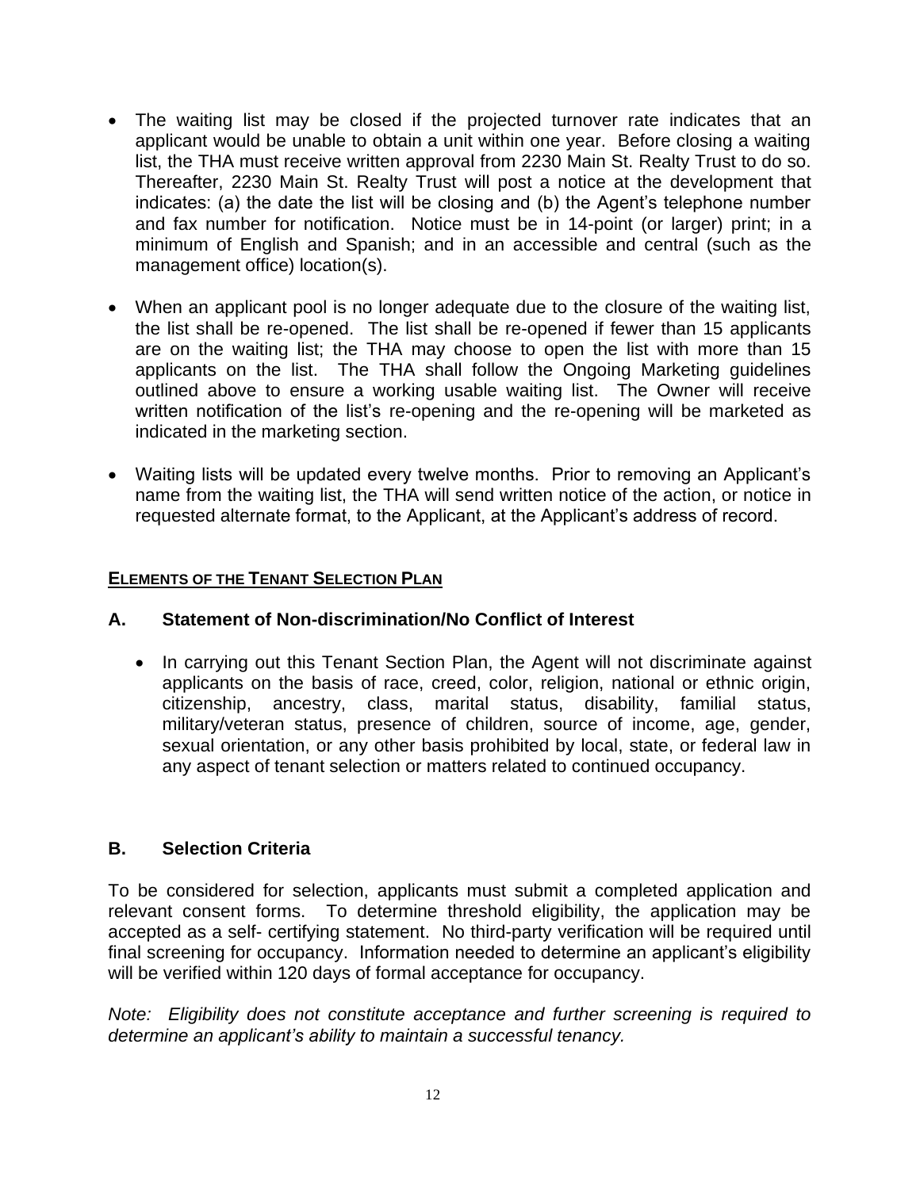- The waiting list may be closed if the projected turnover rate indicates that an applicant would be unable to obtain a unit within one year. Before closing a waiting list, the THA must receive written approval from 2230 Main St. Realty Trust to do so. Thereafter, 2230 Main St. Realty Trust will post a notice at the development that indicates: (a) the date the list will be closing and (b) the Agent's telephone number and fax number for notification. Notice must be in 14-point (or larger) print; in a minimum of English and Spanish; and in an accessible and central (such as the management office) location(s).

- When an applicant pool is no longer adequate due to the closure of the waiting list, the list shall be re-opened. The list shall be re-opened if fewer than 15 applicants are on the waiting list; the THA may choose to open the list with more than 15 applicants on the list. The THA shall follow the Ongoing Marketing guidelines outlined above to ensure a working usable waiting list. The Owner will receive written notification of the list's re-opening and the re-opening will be marketed as indicated in the marketing section.

- Waiting lists will be updated every twelve months. Prior to removing an Applicant's name from the waiting list, the THA will send written notice of the action, or notice in requested alternate format, to the Applicant, at the Applicant's address of record.

## ELEMENTS OF THE TENANT SELECTION PLAN

### A. Statement of Non-discrimination/No Conflict of Interest

- In carrying out this Tenant Section Plan, the Agent will not discriminate against applicants on the basis of race, creed, color, religion, national or ethnic origin, citizenship, ancestry, class, marital status, disability, familial status, military/veteran status, presence of children, source of income, age, gender, sexual orientation, or any other basis prohibited by local, state, or federal law in any aspect of tenant selection or matters related to continued occupancy.

### B. Selection Criteria

To be considered for selection, applicants must submit a completed application and relevant consent forms. To determine threshold eligibility, the application may be accepted as a self- certifying statement. No third-party verification will be required until final screening for occupancy. Information needed to determine an applicant's eligibility will be verified within 120 days of formal acceptance for occupancy.

*Note: Eligibility does not constitute acceptance and further screening is required to determine an applicant's ability to maintain a successful tenancy.*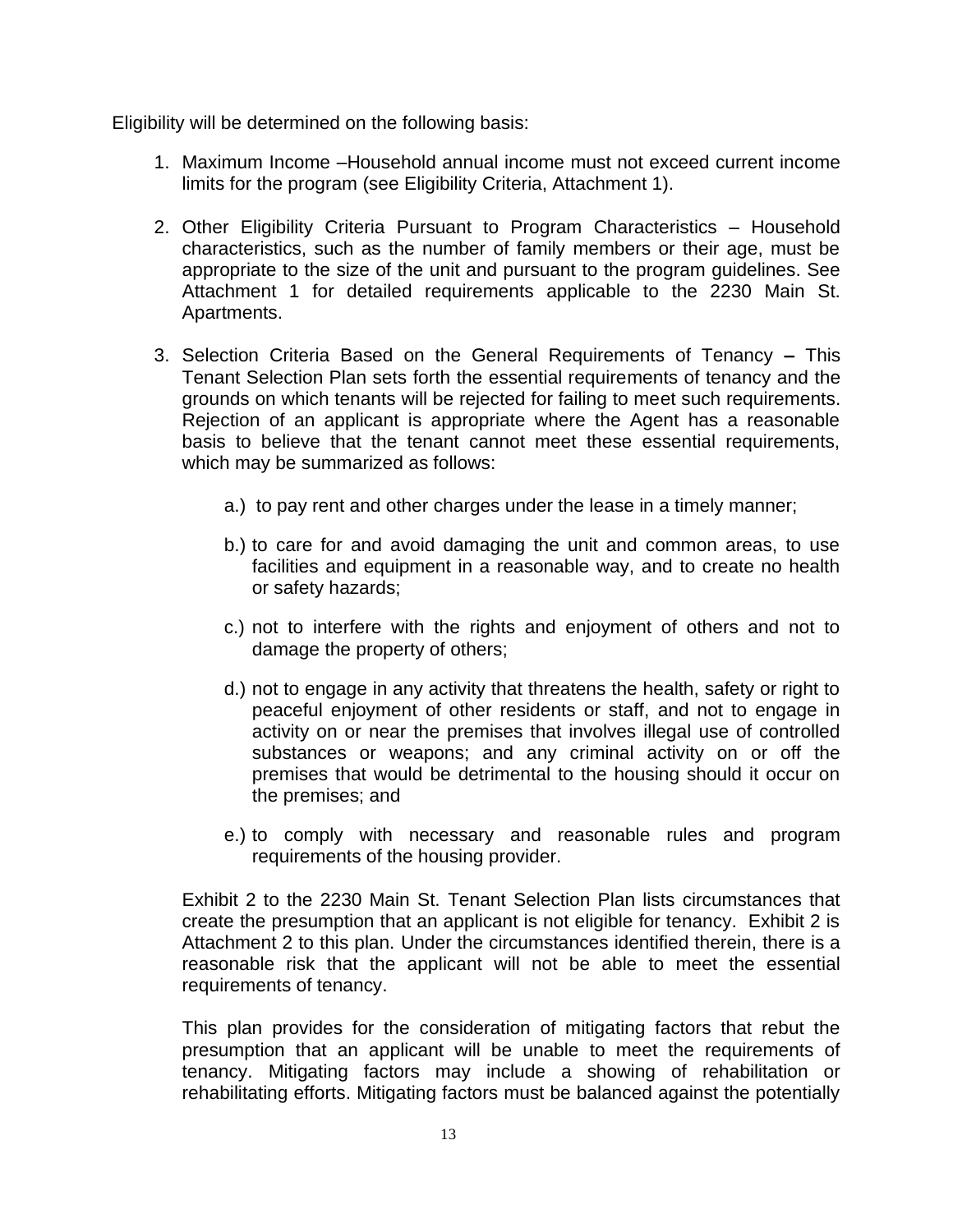Eligibility will be determined on the following basis:

1. Maximum Income –Household annual income must not exceed current income limits for the program (see Eligibility Criteria, Attachment 1).

2. Other Eligibility Criteria Pursuant to Program Characteristics – Household characteristics, such as the number of family members or their age, must be appropriate to the size of the unit and pursuant to the program guidelines. See Attachment 1 for detailed requirements applicable to the 2230 Main St. Apartments.

3. Selection Criteria Based on the General Requirements of Tenancy **–** This Tenant Selection Plan sets forth the essential requirements of tenancy and the grounds on which tenants will be rejected for failing to meet such requirements. Rejection of an applicant is appropriate where the Agent has a reasonable basis to believe that the tenant cannot meet these essential requirements, which may be summarized as follows:

   a.) to pay rent and other charges under the lease in a timely manner;

   b.) to care for and avoid damaging the unit and common areas, to use facilities and equipment in a reasonable way, and to create no health or safety hazards;

   c.) not to interfere with the rights and enjoyment of others and not to damage the property of others;

   d.) not to engage in any activity that threatens the health, safety or right to peaceful enjoyment of other residents or staff, and not to engage in activity on or near the premises that involves illegal use of controlled substances or weapons; and any criminal activity on or off the premises that would be detrimental to the housing should it occur on the premises; and

   e.) to comply with necessary and reasonable rules and program requirements of the housing provider.

   Exhibit 2 to the 2230 Main St. Tenant Selection Plan lists circumstances that create the presumption that an applicant is not eligible for tenancy. Exhibit 2 is Attachment 2 to this plan. Under the circumstances identified therein, there is a reasonable risk that the applicant will not be able to meet the essential requirements of tenancy.

   This plan provides for the consideration of mitigating factors that rebut the presumption that an applicant will be unable to meet the requirements of tenancy. Mitigating factors may include a showing of rehabilitation or rehabilitating efforts. Mitigating factors must be balanced against the potentially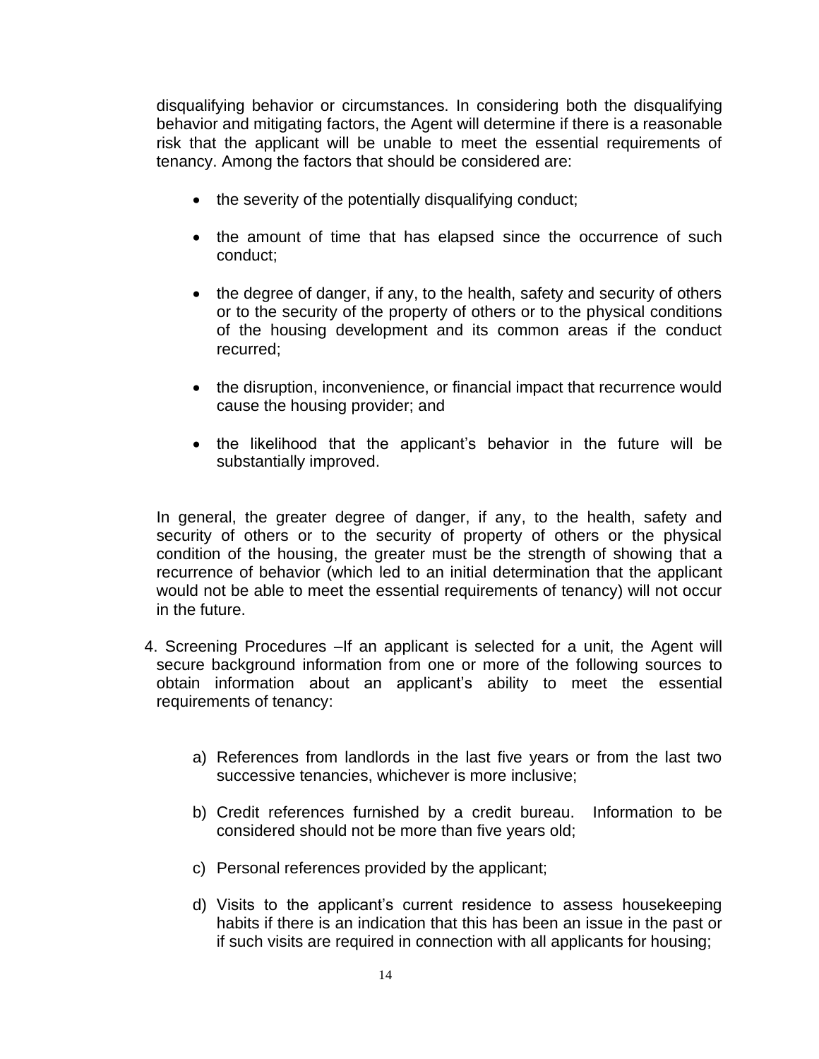disqualifying behavior or circumstances. In considering both the disqualifying behavior and mitigating factors, the Agent will determine if there is a reasonable risk that the applicant will be unable to meet the essential requirements of tenancy. Among the factors that should be considered are:

- the severity of the potentially disqualifying conduct;
- the amount of time that has elapsed since the occurrence of such conduct;
- the degree of danger, if any, to the health, safety and security of others or to the security of the property of others or to the physical conditions of the housing development and its common areas if the conduct recurred;
- the disruption, inconvenience, or financial impact that recurrence would cause the housing provider; and
- the likelihood that the applicant's behavior in the future will be substantially improved.

In general, the greater degree of danger, if any, to the health, safety and security of others or to the security of property of others or the physical condition of the housing, the greater must be the strength of showing that a recurrence of behavior (which led to an initial determination that the applicant would not be able to meet the essential requirements of tenancy) will not occur in the future.

4. Screening Procedures –If an applicant is selected for a unit, the Agent will secure background information from one or more of the following sources to obtain information about an applicant's ability to meet the essential requirements of tenancy:

   a) References from landlords in the last five years or from the last two successive tenancies, whichever is more inclusive;

   b) Credit references furnished by a credit bureau. Information to be considered should not be more than five years old;

   c) Personal references provided by the applicant;

   d) Visits to the applicant's current residence to assess housekeeping habits if there is an indication that this has been an issue in the past or if such visits are required in connection with all applicants for housing;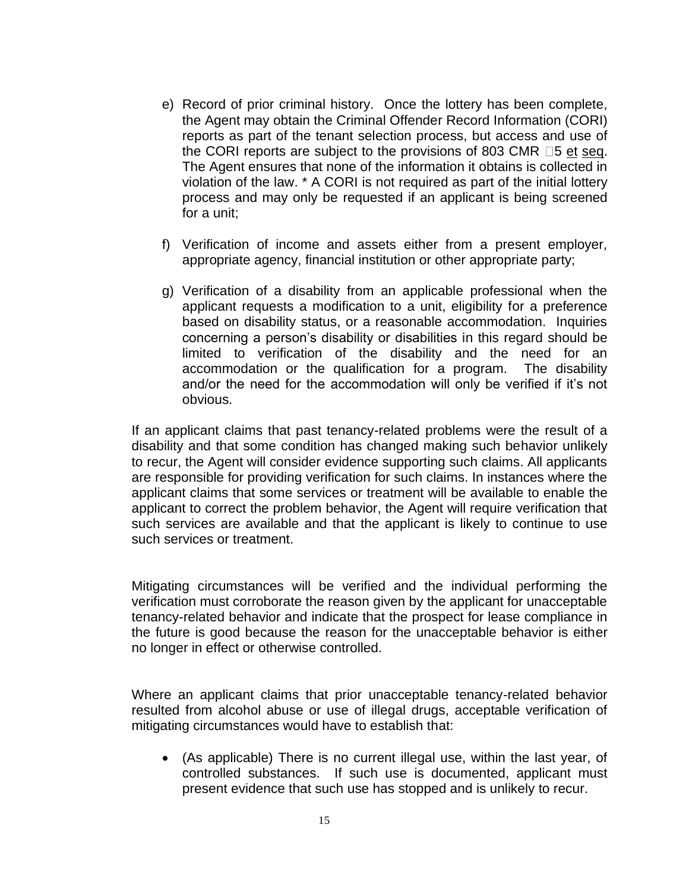e) Record of prior criminal history. Once the lottery has been complete, the Agent may obtain the Criminal Offender Record Information (CORI) reports as part of the tenant selection process, but access and use of the CORI reports are subject to the provisions of 803 CMR 5 et seq. The Agent ensures that none of the information it obtains is collected in violation of the law. * A CORI is not required as part of the initial lottery process and may only be requested if an applicant is being screened for a unit;

f) Verification of income and assets either from a present employer, appropriate agency, financial institution or other appropriate party;

g) Verification of a disability from an applicable professional when the applicant requests a modification to a unit, eligibility for a preference based on disability status, or a reasonable accommodation. Inquiries concerning a person's disability or disabilities in this regard should be limited to verification of the disability and the need for an accommodation or the qualification for a program. The disability and/or the need for the accommodation will only be verified if it's not obvious.

If an applicant claims that past tenancy-related problems were the result of a disability and that some condition has changed making such behavior unlikely to recur, the Agent will consider evidence supporting such claims. All applicants are responsible for providing verification for such claims. In instances where the applicant claims that some services or treatment will be available to enable the applicant to correct the problem behavior, the Agent will require verification that such services are available and that the applicant is likely to continue to use such services or treatment.

Mitigating circumstances will be verified and the individual performing the verification must corroborate the reason given by the applicant for unacceptable tenancy-related behavior and indicate that the prospect for lease compliance in the future is good because the reason for the unacceptable behavior is either no longer in effect or otherwise controlled.

Where an applicant claims that prior unacceptable tenancy-related behavior resulted from alcohol abuse or use of illegal drugs, acceptable verification of mitigating circumstances would have to establish that:

- (As applicable) There is no current illegal use, within the last year, of controlled substances. If such use is documented, applicant must present evidence that such use has stopped and is unlikely to recur.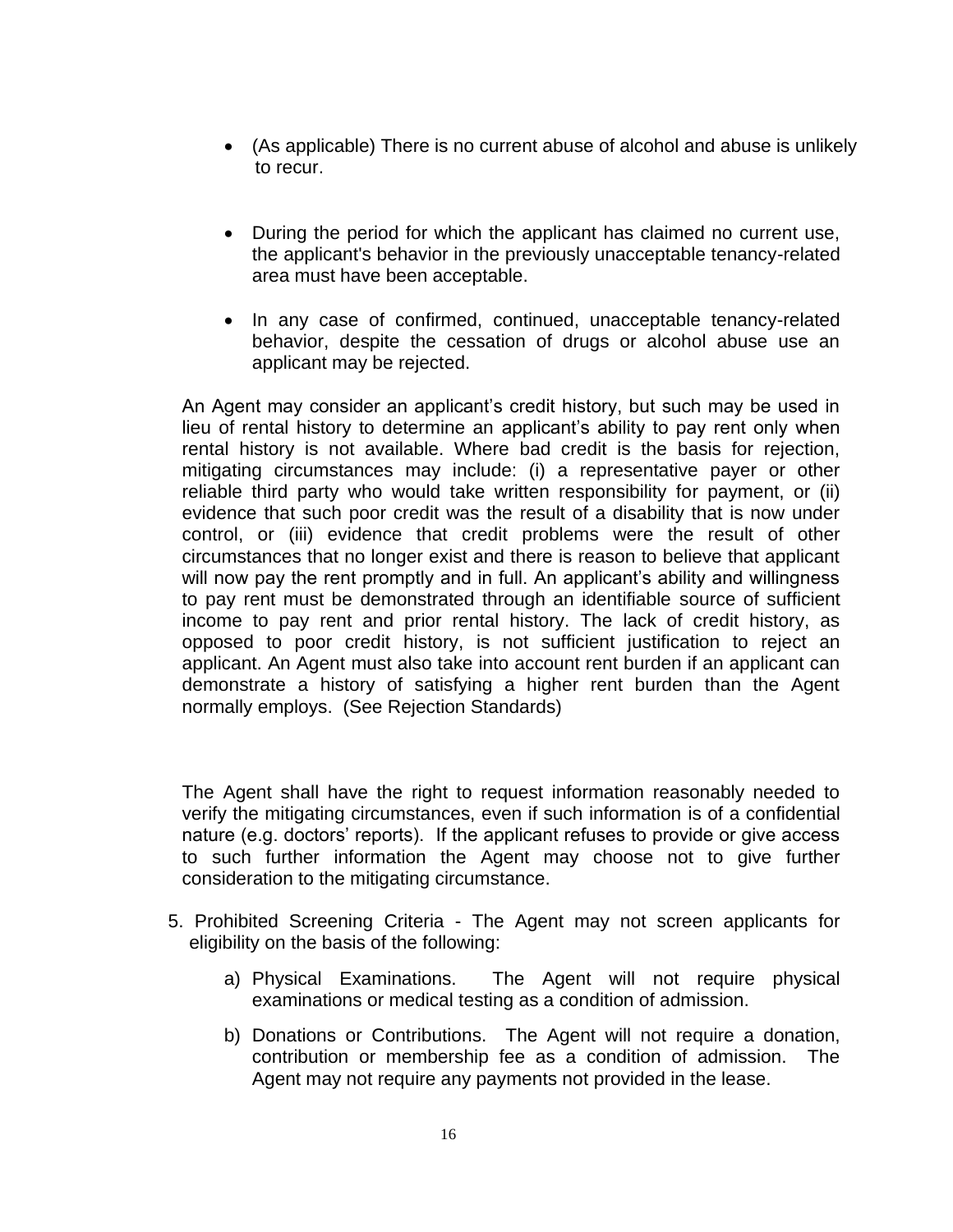- (As applicable) There is no current abuse of alcohol and abuse is unlikely to recur.

- During the period for which the applicant has claimed no current use, the applicant's behavior in the previously unacceptable tenancy-related area must have been acceptable.

- In any case of confirmed, continued, unacceptable tenancy-related behavior, despite the cessation of drugs or alcohol abuse use an applicant may be rejected.

An Agent may consider an applicant's credit history, but such may be used in lieu of rental history to determine an applicant's ability to pay rent only when rental history is not available. Where bad credit is the basis for rejection, mitigating circumstances may include: (i) a representative payer or other reliable third party who would take written responsibility for payment, or (ii) evidence that such poor credit was the result of a disability that is now under control, or (iii) evidence that credit problems were the result of other circumstances that no longer exist and there is reason to believe that applicant will now pay the rent promptly and in full. An applicant's ability and willingness to pay rent must be demonstrated through an identifiable source of sufficient income to pay rent and prior rental history. The lack of credit history, as opposed to poor credit history, is not sufficient justification to reject an applicant. An Agent must also take into account rent burden if an applicant can demonstrate a history of satisfying a higher rent burden than the Agent normally employs. (See Rejection Standards)

The Agent shall have the right to request information reasonably needed to verify the mitigating circumstances, even if such information is of a confidential nature (e.g. doctors' reports). If the applicant refuses to provide or give access to such further information the Agent may choose not to give further consideration to the mitigating circumstance.

5. Prohibited Screening Criteria - The Agent may not screen applicants for eligibility on the basis of the following:

   a) Physical Examinations. The Agent will not require physical examinations or medical testing as a condition of admission.

   b) Donations or Contributions. The Agent will not require a donation, contribution or membership fee as a condition of admission. The Agent may not require any payments not provided in the lease.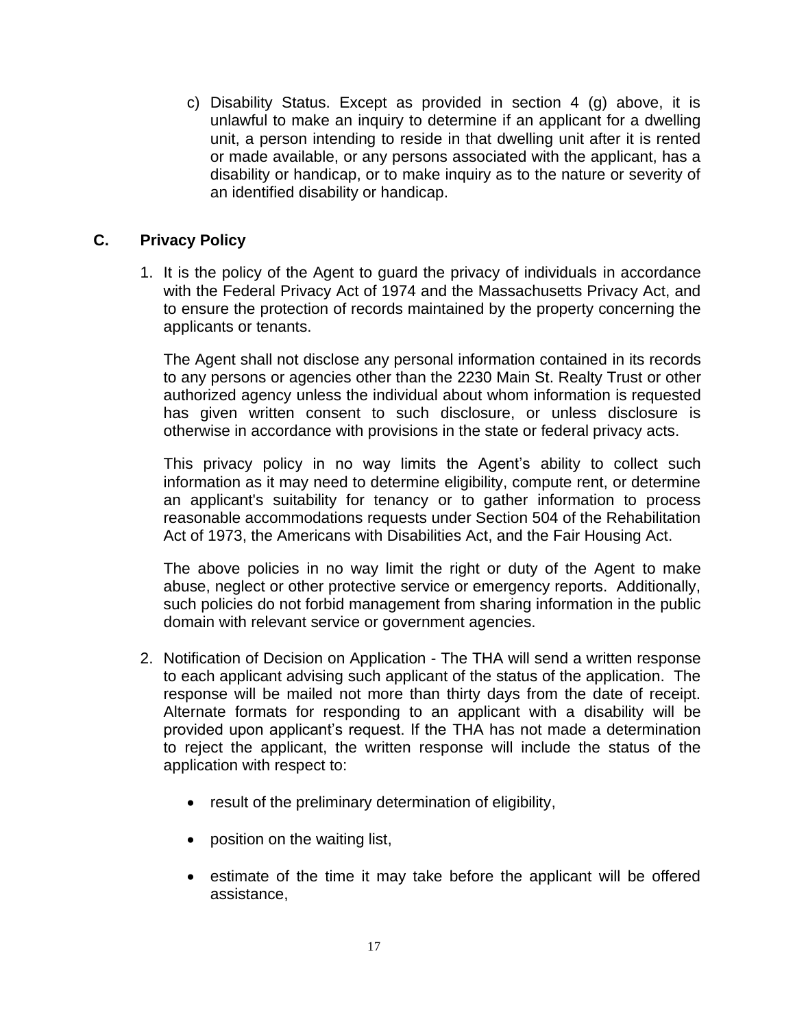c) Disability Status. Except as provided in section 4 (g) above, it is unlawful to make an inquiry to determine if an applicant for a dwelling unit, a person intending to reside in that dwelling unit after it is rented or made available, or any persons associated with the applicant, has a disability or handicap, or to make inquiry as to the nature or severity of an identified disability or handicap.

## C. Privacy Policy

1. It is the policy of the Agent to guard the privacy of individuals in accordance with the Federal Privacy Act of 1974 and the Massachusetts Privacy Act, and to ensure the protection of records maintained by the property concerning the applicants or tenants.

   The Agent shall not disclose any personal information contained in its records to any persons or agencies other than the 2230 Main St. Realty Trust or other authorized agency unless the individual about whom information is requested has given written consent to such disclosure, or unless disclosure is otherwise in accordance with provisions in the state or federal privacy acts.

   This privacy policy in no way limits the Agent's ability to collect such information as it may need to determine eligibility, compute rent, or determine an applicant's suitability for tenancy or to gather information to process reasonable accommodations requests under Section 504 of the Rehabilitation Act of 1973, the Americans with Disabilities Act, and the Fair Housing Act.

   The above policies in no way limit the right or duty of the Agent to make abuse, neglect or other protective service or emergency reports. Additionally, such policies do not forbid management from sharing information in the public domain with relevant service or government agencies.

2. Notification of Decision on Application - The THA will send a written response to each applicant advising such applicant of the status of the application. The response will be mailed not more than thirty days from the date of receipt. Alternate formats for responding to an applicant with a disability will be provided upon applicant's request. If the THA has not made a determination to reject the applicant, the written response will include the status of the application with respect to:

   - result of the preliminary determination of eligibility,
   - position on the waiting list,
   - estimate of the time it may take before the applicant will be offered assistance,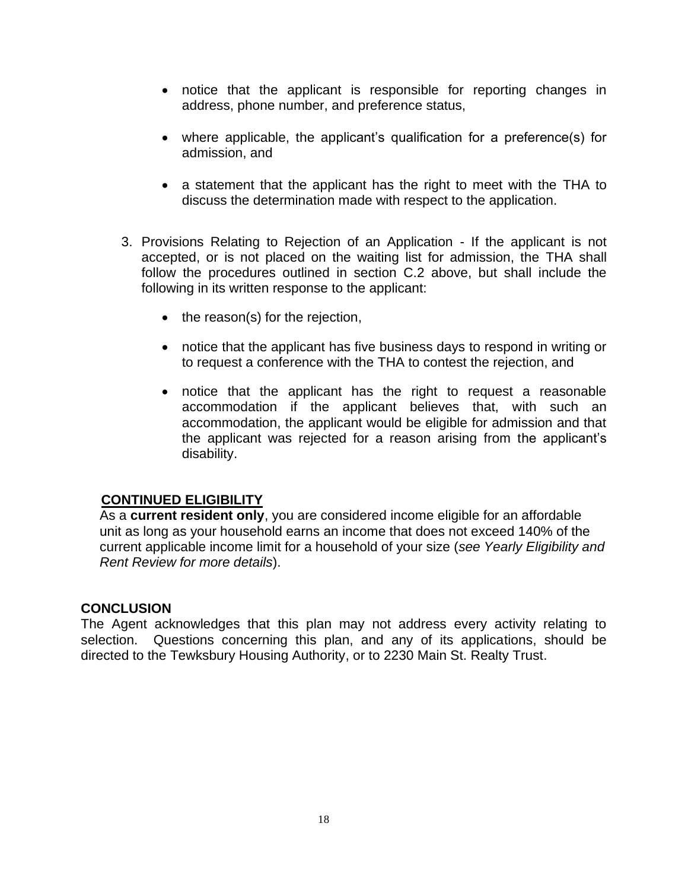- notice that the applicant is responsible for reporting changes in address, phone number, and preference status,

- where applicable, the applicant's qualification for a preference(s) for admission, and

- a statement that the applicant has the right to meet with the THA to discuss the determination made with respect to the application.

3. Provisions Relating to Rejection of an Application - If the applicant is not accepted, or is not placed on the waiting list for admission, the THA shall follow the procedures outlined in section C.2 above, but shall include the following in its written response to the applicant:

   - the reason(s) for the rejection,

   - notice that the applicant has five business days to respond in writing or to request a conference with the THA to contest the rejection, and

   - notice that the applicant has the right to request a reasonable accommodation if the applicant believes that, with such an accommodation, the applicant would be eligible for admission and that the applicant was rejected for a reason arising from the applicant's disability.

## CONTINUED ELIGIBILITY

As a **current resident only**, you are considered income eligible for an affordable unit as long as your household earns an income that does not exceed 140% of the current applicable income limit for a household of your size (*see Yearly Eligibility and Rent Review for more details*).

## CONCLUSION

The Agent acknowledges that this plan may not address every activity relating to selection. Questions concerning this plan, and any of its applications, should be directed to the Tewksbury Housing Authority, or to 2230 Main St. Realty Trust.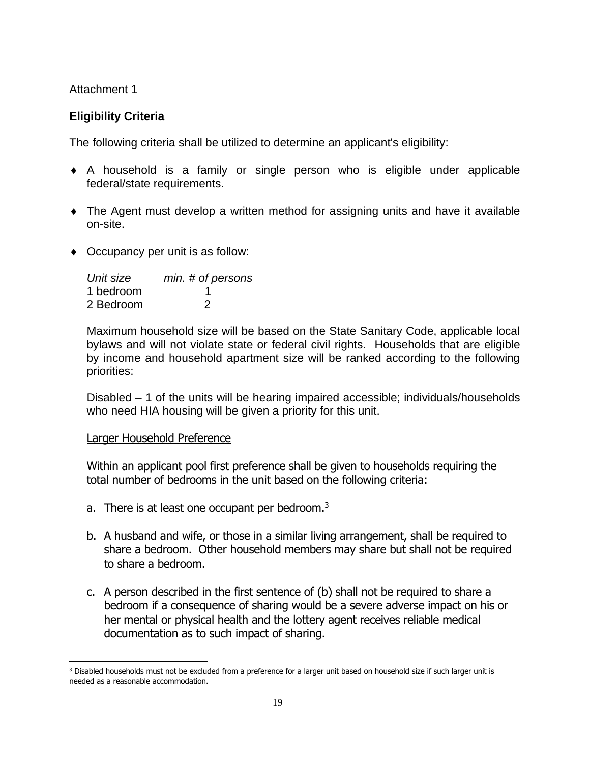Attachment 1

**Eligibility Criteria**

The following criteria shall be utilized to determine an applicant's eligibility:

- A household is a family or single person who is eligible under applicable federal/state requirements.
- The Agent must develop a written method for assigning units and have it available on-site.
- Occupancy per unit is as follow:

| *Unit size* | *min. # of persons* |
|---|---|
| 1 bedroom | 1 |
| 2 Bedroom | 2 |

Maximum household size will be based on the State Sanitary Code, applicable local bylaws and will not violate state or federal civil rights. Households that are eligible by income and household apartment size will be ranked according to the following priorities:

Disabled – 1 of the units will be hearing impaired accessible; individuals/households who need HIA housing will be given a priority for this unit.

Larger Household Preference

Within an applicant pool first preference shall be given to households requiring the total number of bedrooms in the unit based on the following criteria:

a. There is at least one occupant per bedroom.[3]

b. A husband and wife, or those in a similar living arrangement, shall be required to share a bedroom. Other household members may share but shall not be required to share a bedroom.

c. A person described in the first sentence of (b) shall not be required to share a bedroom if a consequence of sharing would be a severe adverse impact on his or her mental or physical health and the lottery agent receives reliable medical documentation as to such impact of sharing.

[3] Disabled households must not be excluded from a preference for a larger unit based on household size if such larger unit is needed as a reasonable accommodation.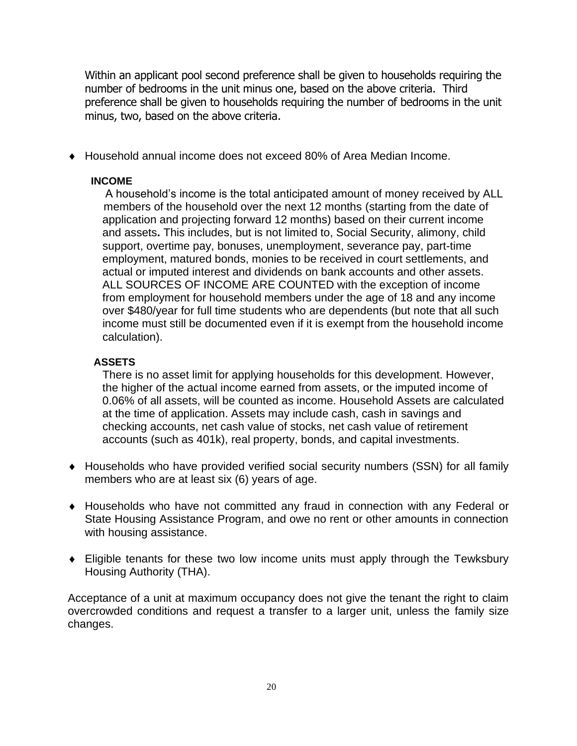Within an applicant pool second preference shall be given to households requiring the number of bedrooms in the unit minus one, based on the above criteria. Third preference shall be given to households requiring the number of bedrooms in the unit minus, two, based on the above criteria.

- Household annual income does not exceed 80% of Area Median Income.

  **INCOME**

  A household's income is the total anticipated amount of money received by ALL members of the household over the next 12 months (starting from the date of application and projecting forward 12 months) based on their current income and assets**.** This includes, but is not limited to, Social Security, alimony, child support, overtime pay, bonuses, unemployment, severance pay, part-time employment, matured bonds, monies to be received in court settlements, and actual or imputed interest and dividends on bank accounts and other assets. ALL SOURCES OF INCOME ARE COUNTED with the exception of income from employment for household members under the age of 18 and any income over $480/year for full time students who are dependents (but note that all such income must still be documented even if it is exempt from the household income calculation).

  **ASSETS**

  There is no asset limit for applying households for this development. However, the higher of the actual income earned from assets, or the imputed income of 0.06% of all assets, will be counted as income. Household Assets are calculated at the time of application. Assets may include cash, cash in savings and checking accounts, net cash value of stocks, net cash value of retirement accounts (such as 401k), real property, bonds, and capital investments.

- Households who have provided verified social security numbers (SSN) for all family members who are at least six (6) years of age.

- Households who have not committed any fraud in connection with any Federal or State Housing Assistance Program, and owe no rent or other amounts in connection with housing assistance.

- Eligible tenants for these two low income units must apply through the Tewksbury Housing Authority (THA).

Acceptance of a unit at maximum occupancy does not give the tenant the right to claim overcrowded conditions and request a transfer to a larger unit, unless the family size changes.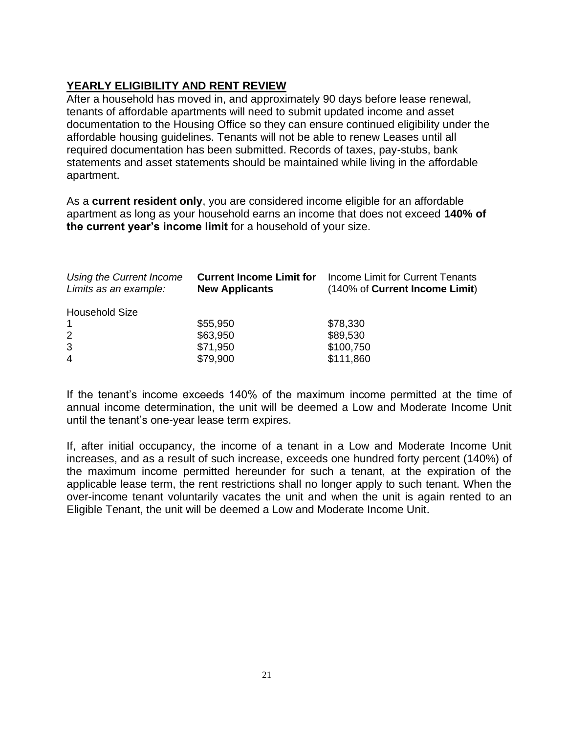## YEARLY ELIGIBILITY AND RENT REVIEW

After a household has moved in, and approximately 90 days before lease renewal, tenants of affordable apartments will need to submit updated income and asset documentation to the Housing Office so they can ensure continued eligibility under the affordable housing guidelines. Tenants will not be able to renew Leases until all required documentation has been submitted. Records of taxes, pay-stubs, bank statements and asset statements should be maintained while living in the affordable apartment.

As a **current resident only**, you are considered income eligible for an affordable apartment as long as your household earns an income that does not exceed **140% of the current year's income limit** for a household of your size.

| *Using the Current Income Limits as an example:* | **Current Income Limit for New Applicants** | Income Limit for Current Tenants (140% of **Current Income Limit**) |
|---|---|---|
| Household Size | | |
| 1 | $55,950 | $78,330 |
| 2 | $63,950 | $89,530 |
| 3 | $71,950 | $100,750 |
| 4 | $79,900 | $111,860 |

If the tenant's income exceeds 140% of the maximum income permitted at the time of annual income determination, the unit will be deemed a Low and Moderate Income Unit until the tenant's one-year lease term expires.

If, after initial occupancy, the income of a tenant in a Low and Moderate Income Unit increases, and as a result of such increase, exceeds one hundred forty percent (140%) of the maximum income permitted hereunder for such a tenant, at the expiration of the applicable lease term, the rent restrictions shall no longer apply to such tenant. When the over-income tenant voluntarily vacates the unit and when the unit is again rented to an Eligible Tenant, the unit will be deemed a Low and Moderate Income Unit.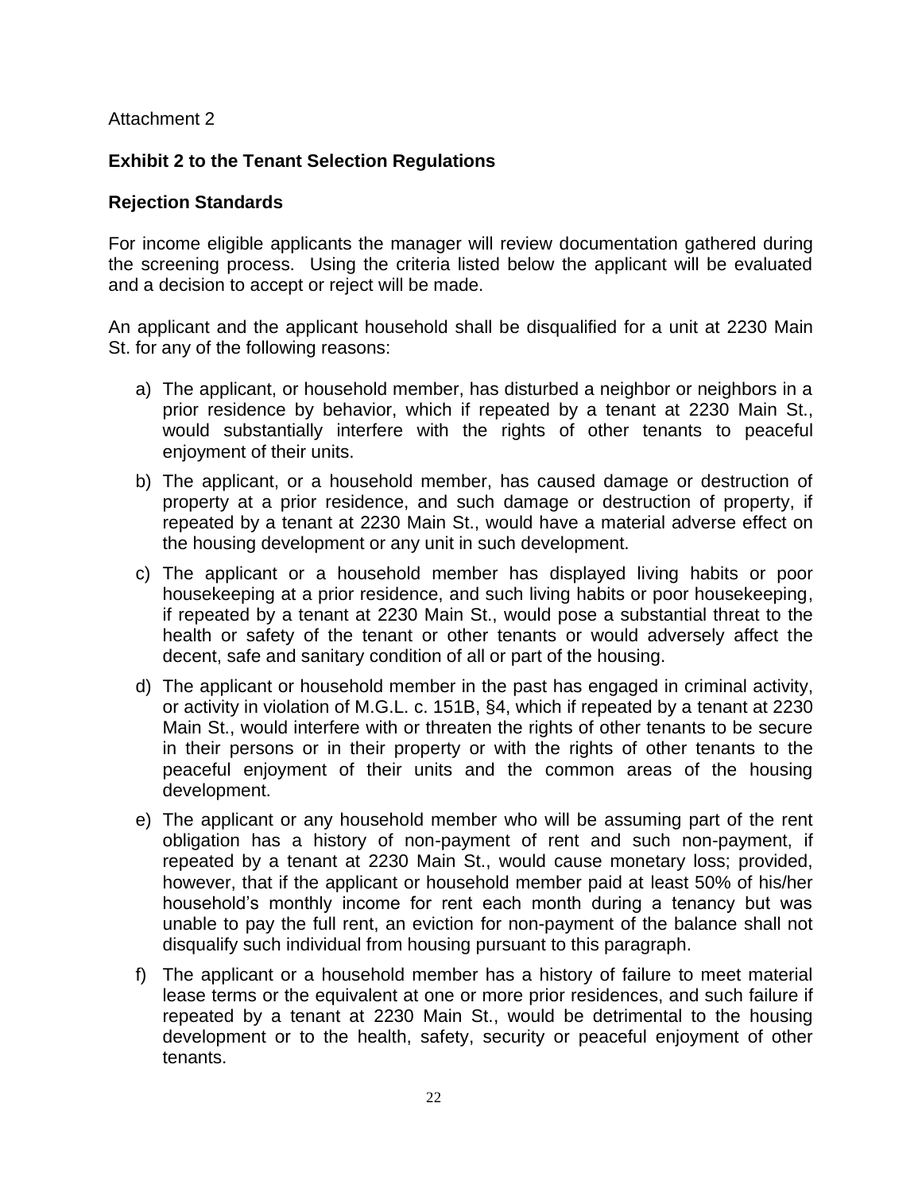Attachment 2

**Exhibit 2 to the Tenant Selection Regulations**

**Rejection Standards**

For income eligible applicants the manager will review documentation gathered during the screening process. Using the criteria listed below the applicant will be evaluated and a decision to accept or reject will be made.

An applicant and the applicant household shall be disqualified for a unit at 2230 Main St. for any of the following reasons:

a) The applicant, or household member, has disturbed a neighbor or neighbors in a prior residence by behavior, which if repeated by a tenant at 2230 Main St., would substantially interfere with the rights of other tenants to peaceful enjoyment of their units.

b) The applicant, or a household member, has caused damage or destruction of property at a prior residence, and such damage or destruction of property, if repeated by a tenant at 2230 Main St., would have a material adverse effect on the housing development or any unit in such development.

c) The applicant or a household member has displayed living habits or poor housekeeping at a prior residence, and such living habits or poor housekeeping, if repeated by a tenant at 2230 Main St., would pose a substantial threat to the health or safety of the tenant or other tenants or would adversely affect the decent, safe and sanitary condition of all or part of the housing.

d) The applicant or household member in the past has engaged in criminal activity, or activity in violation of M.G.L. c. 151B, §4, which if repeated by a tenant at 2230 Main St., would interfere with or threaten the rights of other tenants to be secure in their persons or in their property or with the rights of other tenants to the peaceful enjoyment of their units and the common areas of the housing development.

e) The applicant or any household member who will be assuming part of the rent obligation has a history of non-payment of rent and such non-payment, if repeated by a tenant at 2230 Main St., would cause monetary loss; provided, however, that if the applicant or household member paid at least 50% of his/her household's monthly income for rent each month during a tenancy but was unable to pay the full rent, an eviction for non-payment of the balance shall not disqualify such individual from housing pursuant to this paragraph.

f) The applicant or a household member has a history of failure to meet material lease terms or the equivalent at one or more prior residences, and such failure if repeated by a tenant at 2230 Main St., would be detrimental to the housing development or to the health, safety, security or peaceful enjoyment of other tenants.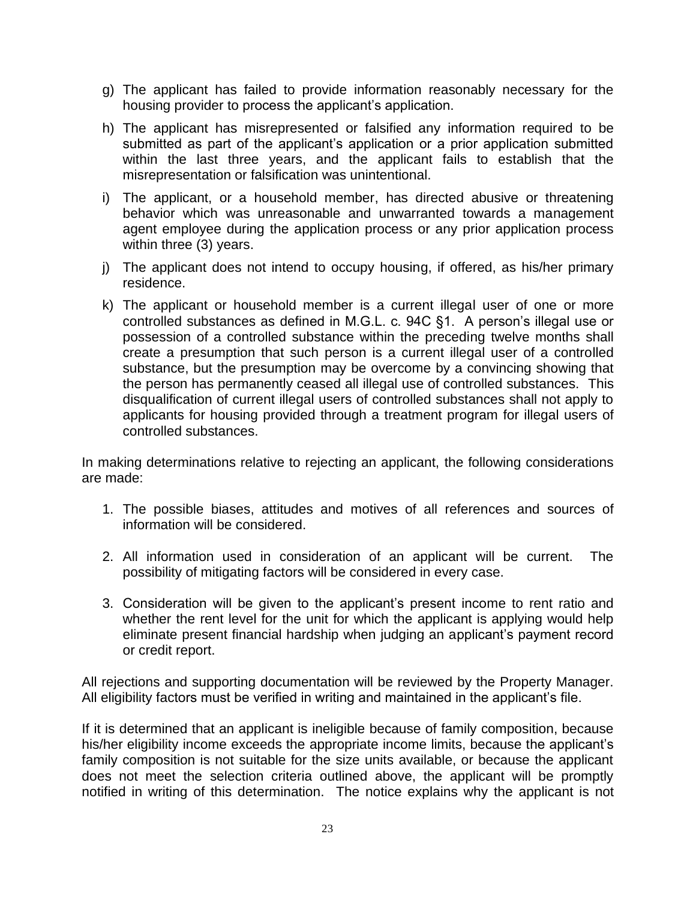g) The applicant has failed to provide information reasonably necessary for the housing provider to process the applicant's application.

h) The applicant has misrepresented or falsified any information required to be submitted as part of the applicant's application or a prior application submitted within the last three years, and the applicant fails to establish that the misrepresentation or falsification was unintentional.

i) The applicant, or a household member, has directed abusive or threatening behavior which was unreasonable and unwarranted towards a management agent employee during the application process or any prior application process within three (3) years.

j) The applicant does not intend to occupy housing, if offered, as his/her primary residence.

k) The applicant or household member is a current illegal user of one or more controlled substances as defined in M.G.L. c. 94C §1. A person's illegal use or possession of a controlled substance within the preceding twelve months shall create a presumption that such person is a current illegal user of a controlled substance, but the presumption may be overcome by a convincing showing that the person has permanently ceased all illegal use of controlled substances. This disqualification of current illegal users of controlled substances shall not apply to applicants for housing provided through a treatment program for illegal users of controlled substances.

In making determinations relative to rejecting an applicant, the following considerations are made:

1. The possible biases, attitudes and motives of all references and sources of information will be considered.

2. All information used in consideration of an applicant will be current. The possibility of mitigating factors will be considered in every case.

3. Consideration will be given to the applicant's present income to rent ratio and whether the rent level for the unit for which the applicant is applying would help eliminate present financial hardship when judging an applicant's payment record or credit report.

All rejections and supporting documentation will be reviewed by the Property Manager. All eligibility factors must be verified in writing and maintained in the applicant's file.

If it is determined that an applicant is ineligible because of family composition, because his/her eligibility income exceeds the appropriate income limits, because the applicant's family composition is not suitable for the size units available, or because the applicant does not meet the selection criteria outlined above, the applicant will be promptly notified in writing of this determination. The notice explains why the applicant is not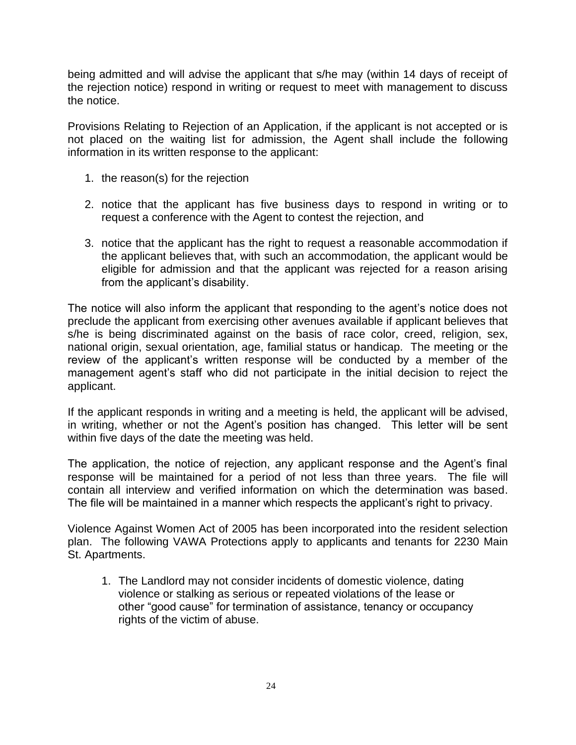being admitted and will advise the applicant that s/he may (within 14 days of receipt of the rejection notice) respond in writing or request to meet with management to discuss the notice.

Provisions Relating to Rejection of an Application, if the applicant is not accepted or is not placed on the waiting list for admission, the Agent shall include the following information in its written response to the applicant:

1. the reason(s) for the rejection

2. notice that the applicant has five business days to respond in writing or to request a conference with the Agent to contest the rejection, and

3. notice that the applicant has the right to request a reasonable accommodation if the applicant believes that, with such an accommodation, the applicant would be eligible for admission and that the applicant was rejected for a reason arising from the applicant's disability.

The notice will also inform the applicant that responding to the agent's notice does not preclude the applicant from exercising other avenues available if applicant believes that s/he is being discriminated against on the basis of race color, creed, religion, sex, national origin, sexual orientation, age, familial status or handicap. The meeting or the review of the applicant's written response will be conducted by a member of the management agent's staff who did not participate in the initial decision to reject the applicant.

If the applicant responds in writing and a meeting is held, the applicant will be advised, in writing, whether or not the Agent's position has changed. This letter will be sent within five days of the date the meeting was held.

The application, the notice of rejection, any applicant response and the Agent's final response will be maintained for a period of not less than three years. The file will contain all interview and verified information on which the determination was based. The file will be maintained in a manner which respects the applicant's right to privacy.

Violence Against Women Act of 2005 has been incorporated into the resident selection plan. The following VAWA Protections apply to applicants and tenants for 2230 Main St. Apartments.

1. The Landlord may not consider incidents of domestic violence, dating violence or stalking as serious or repeated violations of the lease or other "good cause" for termination of assistance, tenancy or occupancy rights of the victim of abuse.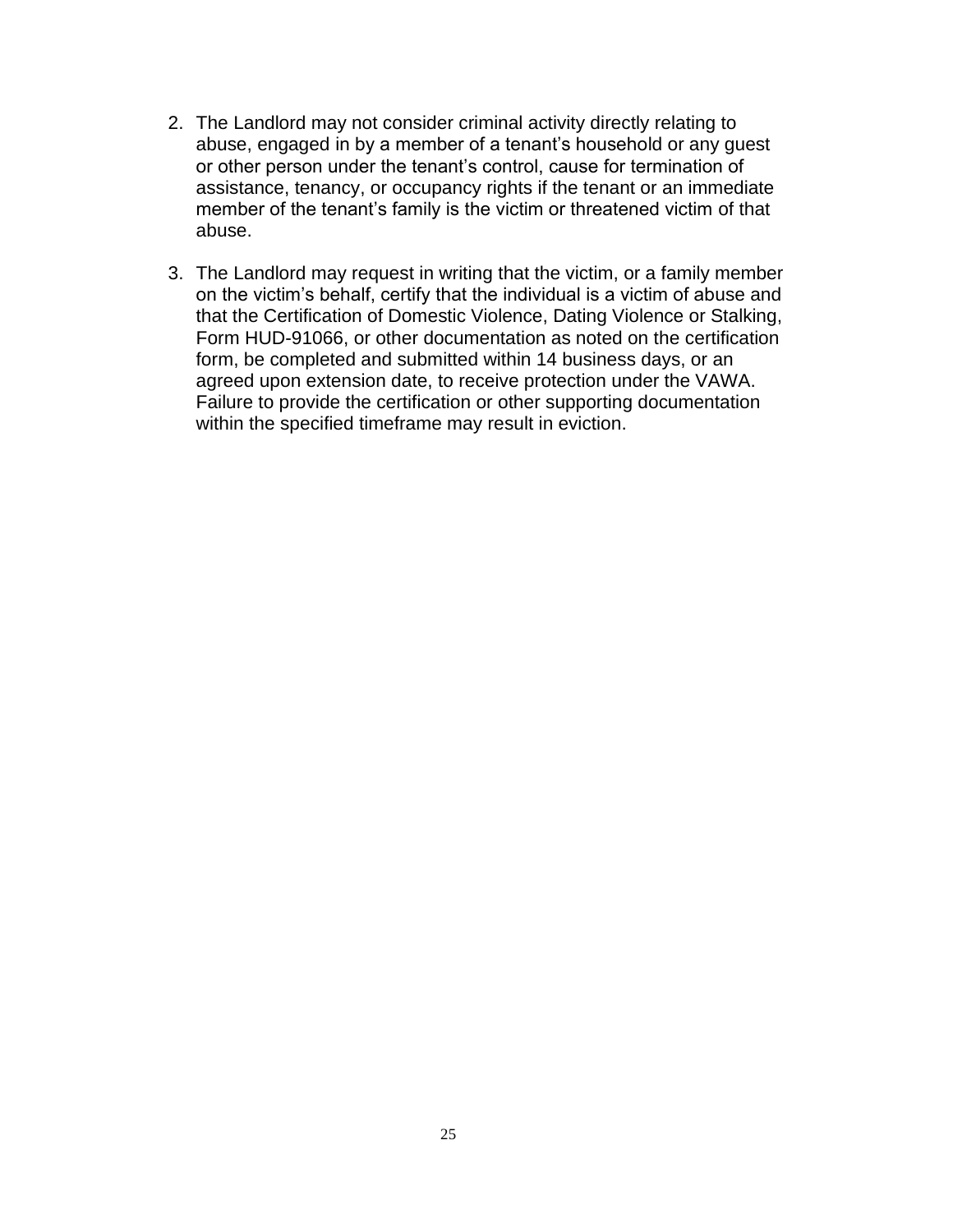2. The Landlord may not consider criminal activity directly relating to abuse, engaged in by a member of a tenant's household or any guest or other person under the tenant's control, cause for termination of assistance, tenancy, or occupancy rights if the tenant or an immediate member of the tenant's family is the victim or threatened victim of that abuse.

3. The Landlord may request in writing that the victim, or a family member on the victim's behalf, certify that the individual is a victim of abuse and that the Certification of Domestic Violence, Dating Violence or Stalking, Form HUD-91066, or other documentation as noted on the certification form, be completed and submitted within 14 business days, or an agreed upon extension date, to receive protection under the VAWA. Failure to provide the certification or other supporting documentation within the specified timeframe may result in eviction.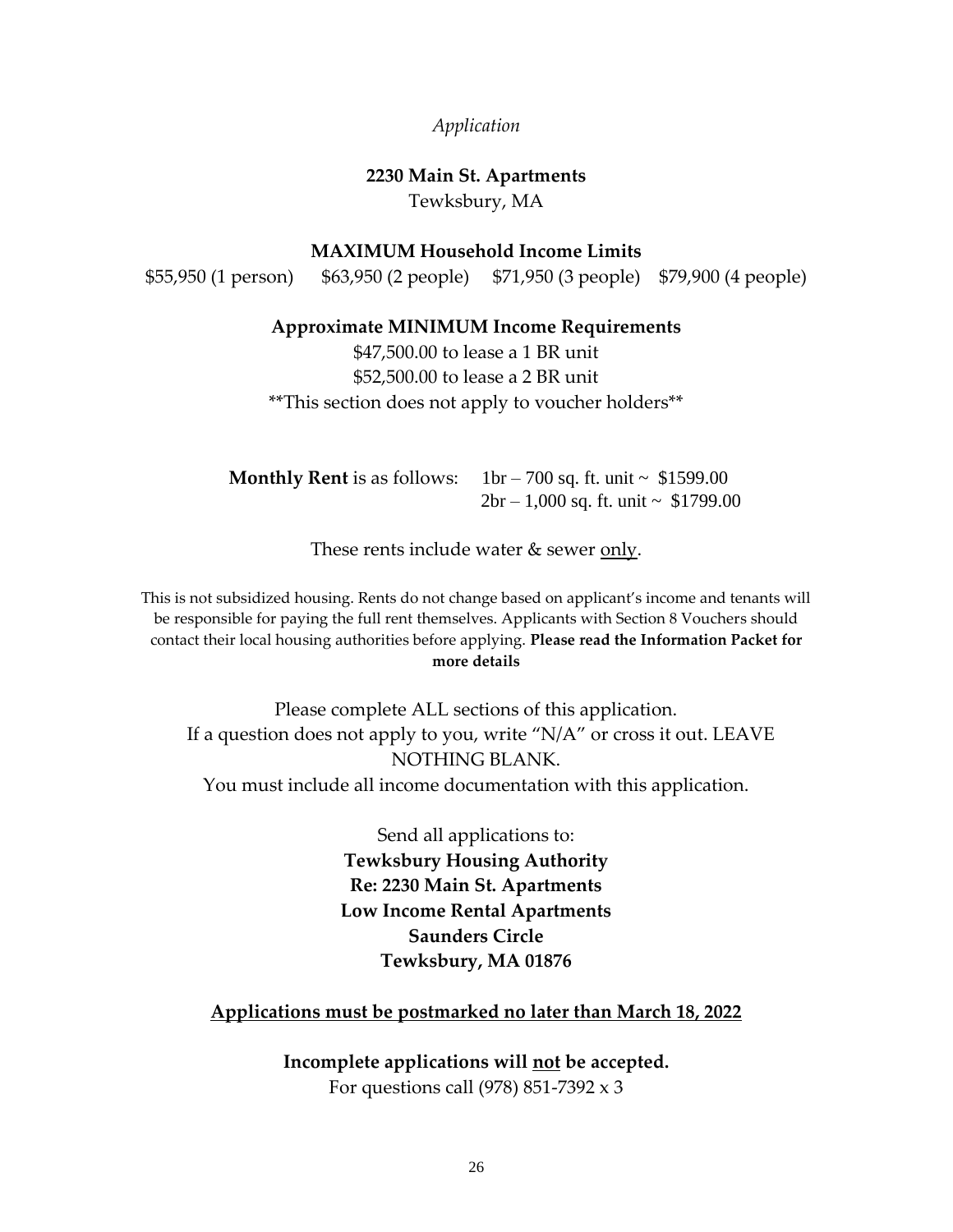*Application*

**2230 Main St. Apartments**

Tewksbury, MA

**MAXIMUM Household Income Limits**

$55,950 (1 person) $63,950 (2 people) $71,950 (3 people) $79,900 (4 people)

**Approximate MINIMUM Income Requirements**

$47,500.00 to lease a 1 BR unit

$52,500.00 to lease a 2 BR unit

**This section does not apply to voucher holders**

**Monthly Rent** is as follows: 1br – 700 sq. ft. unit ~ $1599.00
2br – 1,000 sq. ft. unit ~ $1799.00

These rents include water & sewer only.

This is not subsidized housing. Rents do not change based on applicant's income and tenants will be responsible for paying the full rent themselves. Applicants with Section 8 Vouchers should contact their local housing authorities before applying. **Please read the Information Packet for more details**

Please complete ALL sections of this application.
If a question does not apply to you, write "N/A" or cross it out. LEAVE NOTHING BLANK.
You must include all income documentation with this application.

Send all applications to:
**Tewksbury Housing Authority**
**Re: 2230 Main St. Apartments**
**Low Income Rental Apartments**
**Saunders Circle**
**Tewksbury, MA 01876**

**Applications must be postmarked no later than March 18, 2022**

**Incomplete applications will not be accepted.**

For questions call (978) 851-7392 x 3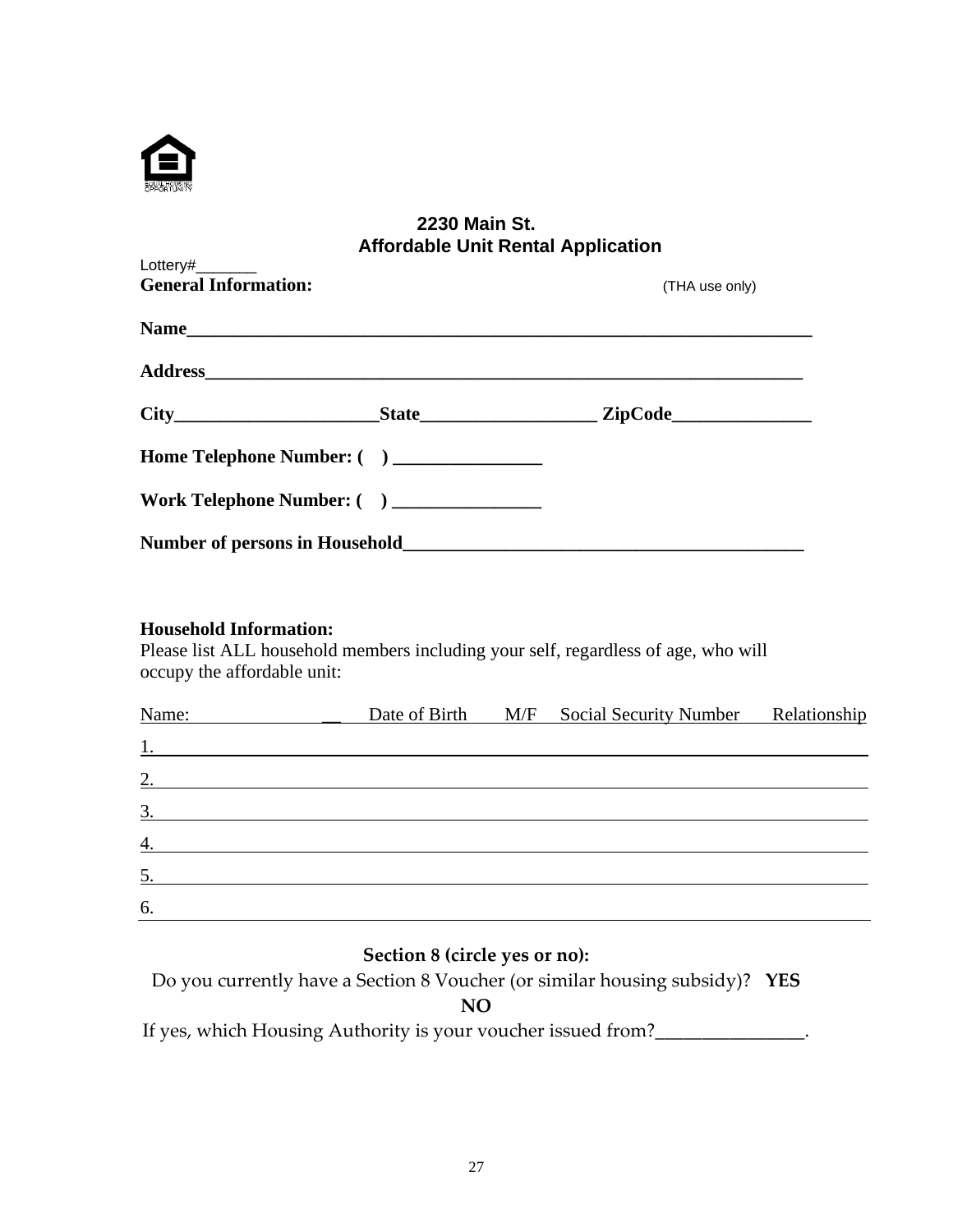# 2230 Main St.
## Affordable Unit Rental Application

Lottery#_______ (THA use only)

**General Information:**

**Name**_______________________________________________________________________

**Address**_____________________________________________________________________

**City**______________________**State**___________________ **ZipCode**_______________

**Home Telephone Number: (    ) ________________**

**Work Telephone Number: (    ) ________________**

**Number of persons in Household**___________________________________________

**Household Information:**

Please list ALL household members including your self, regardless of age, who will occupy the affordable unit:

| Name: | Date of Birth | M/F | Social Security Number | Relationship |
|---|---|---|---|---|
| 1. | | | | |
| 2. | | | | |
| 3. | | | | |
| 4. | | | | |
| 5. | | | | |
| 6. | | | | |

**Section 8 (circle yes or no):**

Do you currently have a Section 8 Voucher (or similar housing subsidy)? **YES** **NO**

If yes, which Housing Authority is your voucher issued from?________________.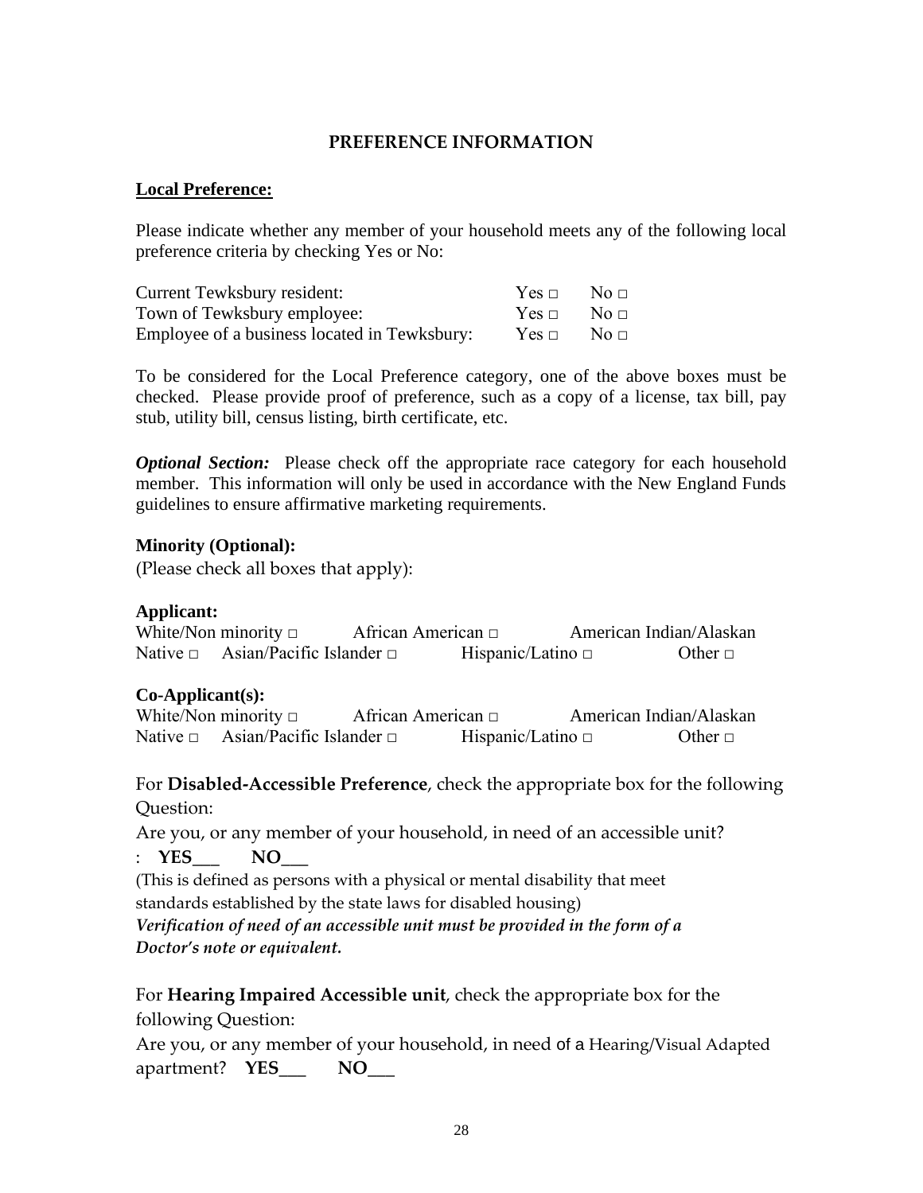## PREFERENCE INFORMATION

**Local Preference:**

Please indicate whether any member of your household meets any of the following local preference criteria by checking Yes or No:

| | | |
|---|---|---|
| Current Tewksbury resident: | Yes □ | No □ |
| Town of Tewksbury employee: | Yes □ | No □ |
| Employee of a business located in Tewksbury: | Yes □ | No □ |

To be considered for the Local Preference category, one of the above boxes must be checked. Please provide proof of preference, such as a copy of a license, tax bill, pay stub, utility bill, census listing, birth certificate, etc.

***Optional Section:*** Please check off the appropriate race category for each household member. This information will only be used in accordance with the New England Funds guidelines to ensure affirmative marketing requirements.

**Minority (Optional):**

(Please check all boxes that apply):

**Applicant:**

White/Non minority □ African American □ American Indian/Alaskan Native □ Asian/Pacific Islander □ Hispanic/Latino □ Other □

**Co-Applicant(s):**

White/Non minority □ African American □ American Indian/Alaskan Native □ Asian/Pacific Islander □ Hispanic/Latino □ Other □

For **Disabled-Accessible Preference**, check the appropriate box for the following Question:

Are you, or any member of your household, in need of an accessible unit?

: **YES___** **NO___**

(This is defined as persons with a physical or mental disability that meet standards established by the state laws for disabled housing)

***Verification of need of an accessible unit must be provided in the form of a Doctor's note or equivalent.***

For **Hearing Impaired Accessible unit**, check the appropriate box for the following Question:

Are you, or any member of your household, in need of a Hearing/Visual Adapted apartment? **YES___** **NO___**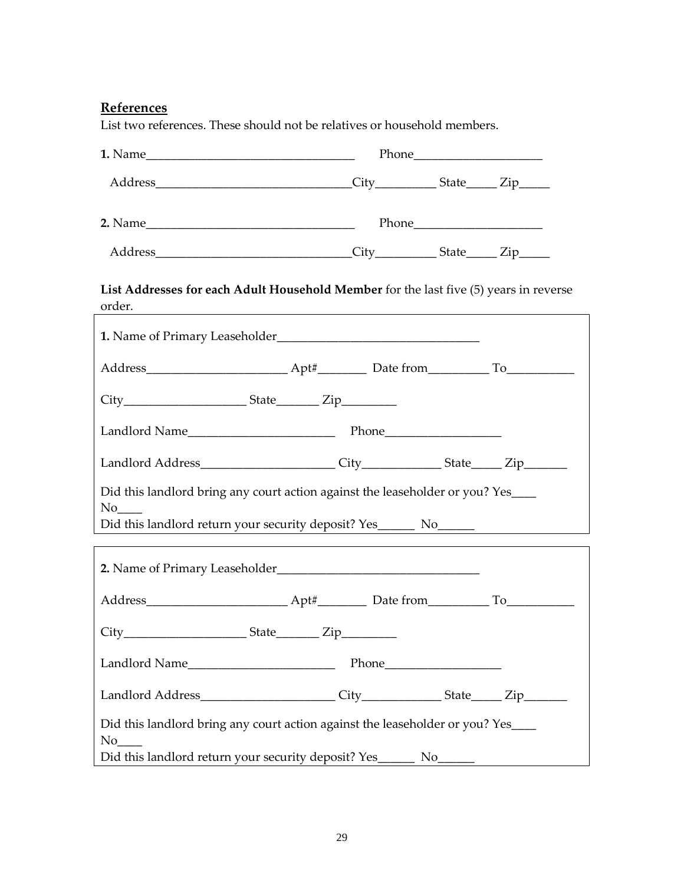## References

List two references. These should not be relatives or household members.

**1.** Name_________________________________ Phone____________________

Address______________________________City_________ State_____ Zip_____

**2.** Name_________________________________ Phone____________________

Address______________________________City_________ State_____ Zip_____

**List Addresses for each Adult Household Member** for the last five (5) years in reverse order.

**1.** Name of Primary Leaseholder________________________________

Address______________________ Apt#________ Date from_________ To__________

City___________________ State_______ Zip________

Landlord Name_______________________ Phone__________________

Landlord Address_____________________ City____________ State_____ Zip_______

Did this landlord bring any court action against the leaseholder or you? Yes____ No____

Did this landlord return your security deposit? Yes______ No______

**2.** Name of Primary Leaseholder________________________________

Address______________________ Apt#________ Date from_________ To__________

City___________________ State_______ Zip________

Landlord Name_______________________ Phone__________________

Landlord Address_____________________ City____________ State_____ Zip_______

Did this landlord bring any court action against the leaseholder or you? Yes____ No____

Did this landlord return your security deposit? Yes______ No______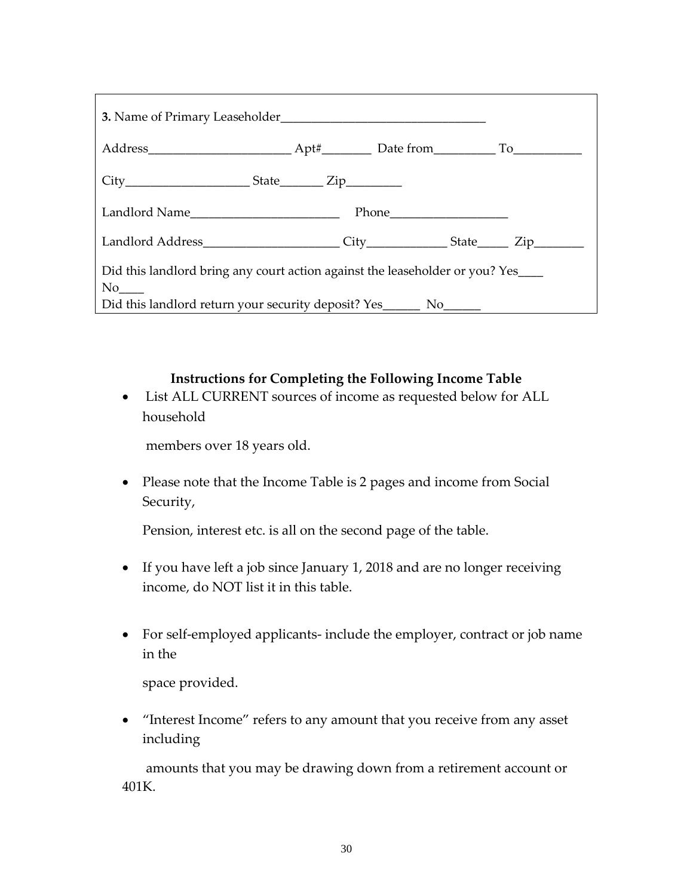**3.** Name of Primary Leaseholder________________________________

Address______________________ Apt#________ Date from_________ To__________

City___________________ State_______ Zip________

Landlord Name_______________________ Phone__________________

Landlord Address_____________________ City____________ State_____ Zip________

Did this landlord bring any court action against the leaseholder or you? Yes____ No____

Did this landlord return your security deposit? Yes______ No______

### Instructions for Completing the Following Income Table

- List ALL CURRENT sources of income as requested below for ALL household

  members over 18 years old.

- Please note that the Income Table is 2 pages and income from Social Security,

  Pension, interest etc. is all on the second page of the table.

- If you have left a job since January 1, 2018 and are no longer receiving income, do NOT list it in this table.

- For self-employed applicants- include the employer, contract or job name in the

  space provided.

- "Interest Income" refers to any amount that you receive from any asset including

  amounts that you may be drawing down from a retirement account or 401K.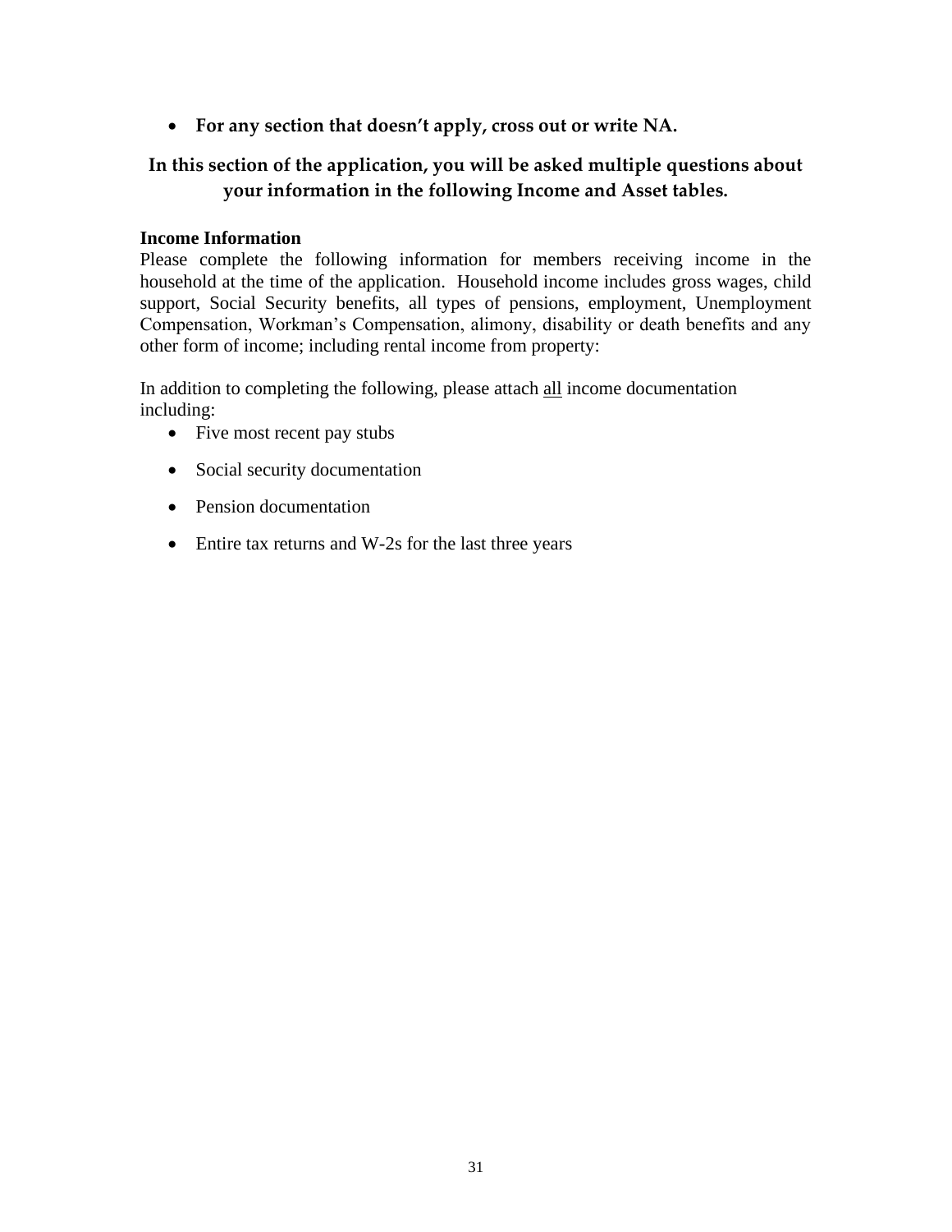- **For any section that doesn't apply, cross out or write NA.**

**In this section of the application, you will be asked multiple questions about your information in the following Income and Asset tables.**

**Income Information**

Please complete the following information for members receiving income in the household at the time of the application. Household income includes gross wages, child support, Social Security benefits, all types of pensions, employment, Unemployment Compensation, Workman's Compensation, alimony, disability or death benefits and any other form of income; including rental income from property:

In addition to completing the following, please attach <u>all</u> income documentation including:

- Five most recent pay stubs
- Social security documentation
- Pension documentation
- Entire tax returns and W-2s for the last three years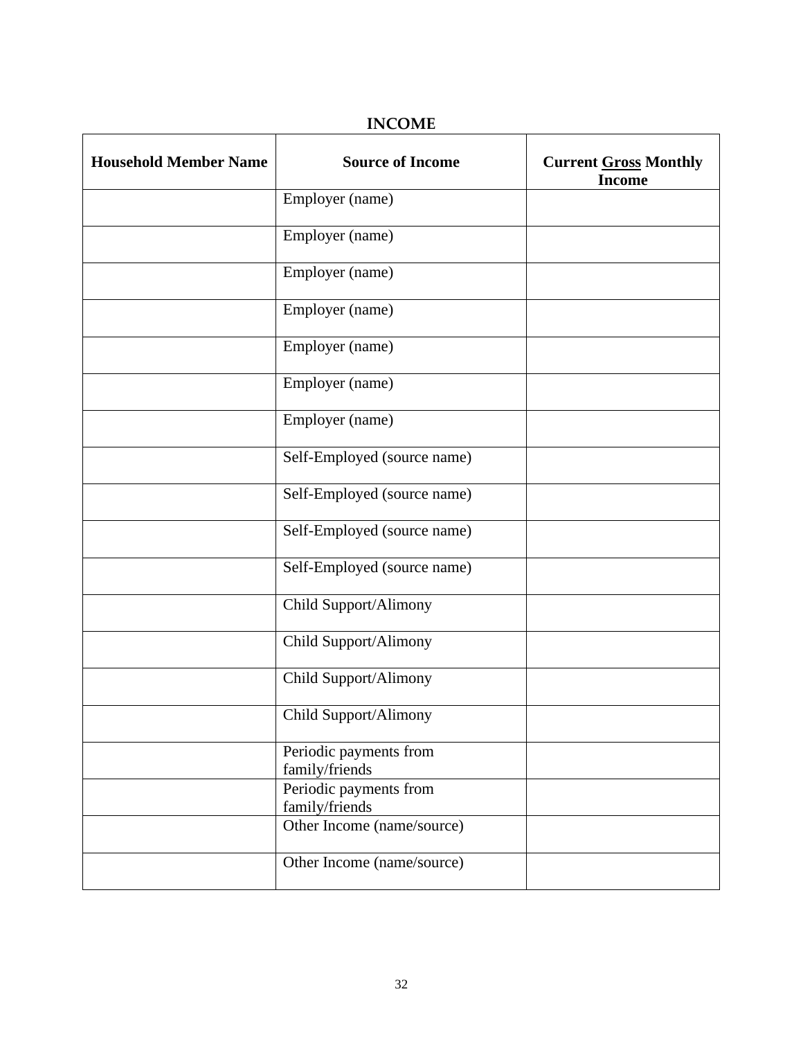## INCOME

| **Household Member Name** | **Source of Income** | **Current Gross Monthly Income** |
|---|---|---|
| | Employer (name) | |
| | Employer (name) | |
| | Employer (name) | |
| | Employer (name) | |
| | Employer (name) | |
| | Employer (name) | |
| | Employer (name) | |
| | Self-Employed (source name) | |
| | Self-Employed (source name) | |
| | Self-Employed (source name) | |
| | Self-Employed (source name) | |
| | Child Support/Alimony | |
| | Child Support/Alimony | |
| | Child Support/Alimony | |
| | Child Support/Alimony | |
| | Periodic payments from family/friends | |
| | Periodic payments from family/friends | |
| | Other Income (name/source) | |
| | Other Income (name/source) | |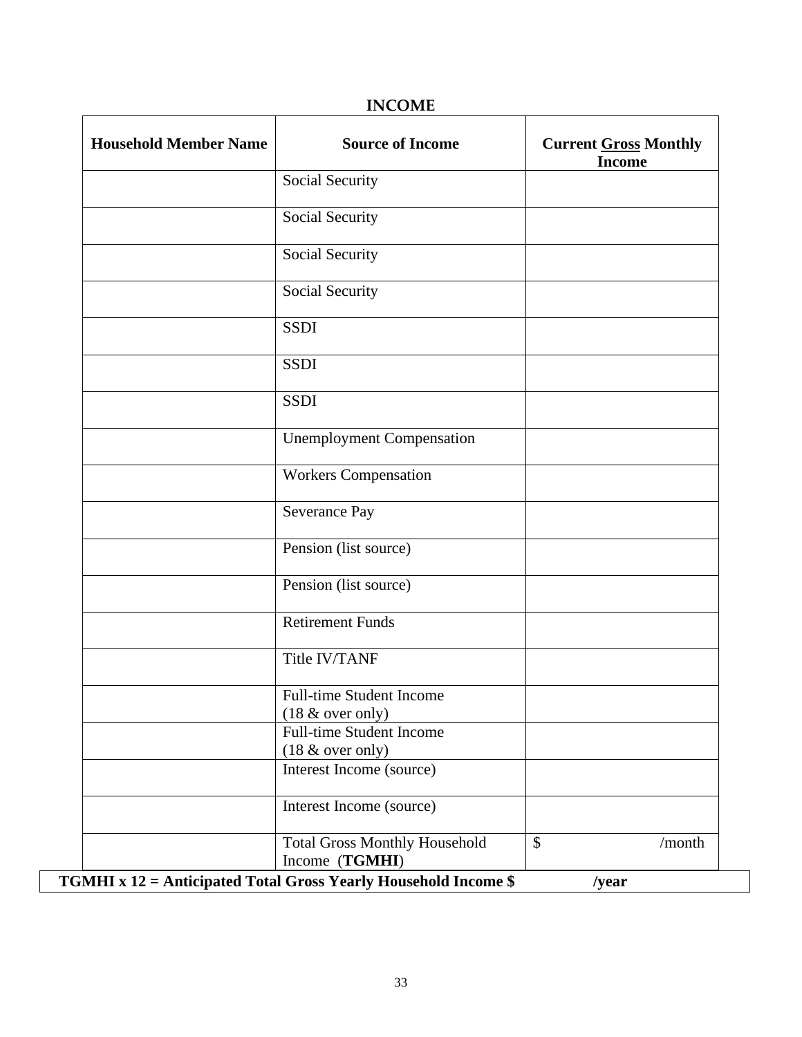## INCOME

| Household Member Name | Source of Income | Current **Gross** Monthly Income |
|---|---|---|
| | Social Security | |
| | Social Security | |
| | Social Security | |
| | Social Security | |
| | SSDI | |
| | SSDI | |
| | SSDI | |
| | Unemployment Compensation | |
| | Workers Compensation | |
| | Severance Pay | |
| | Pension (list source) | |
| | Pension (list source) | |
| | Retirement Funds | |
| | Title IV/TANF | |
| | Full-time Student Income (18 & over only) | |
| | Full-time Student Income (18 & over only) | |
| | Interest Income (source) | |
| | Interest Income (source) | |
| | Total Gross Monthly Household Income (**TGMHI**) | $ /month |

**TGMHI x 12 = Anticipated Total Gross Yearly Household Income $ /year**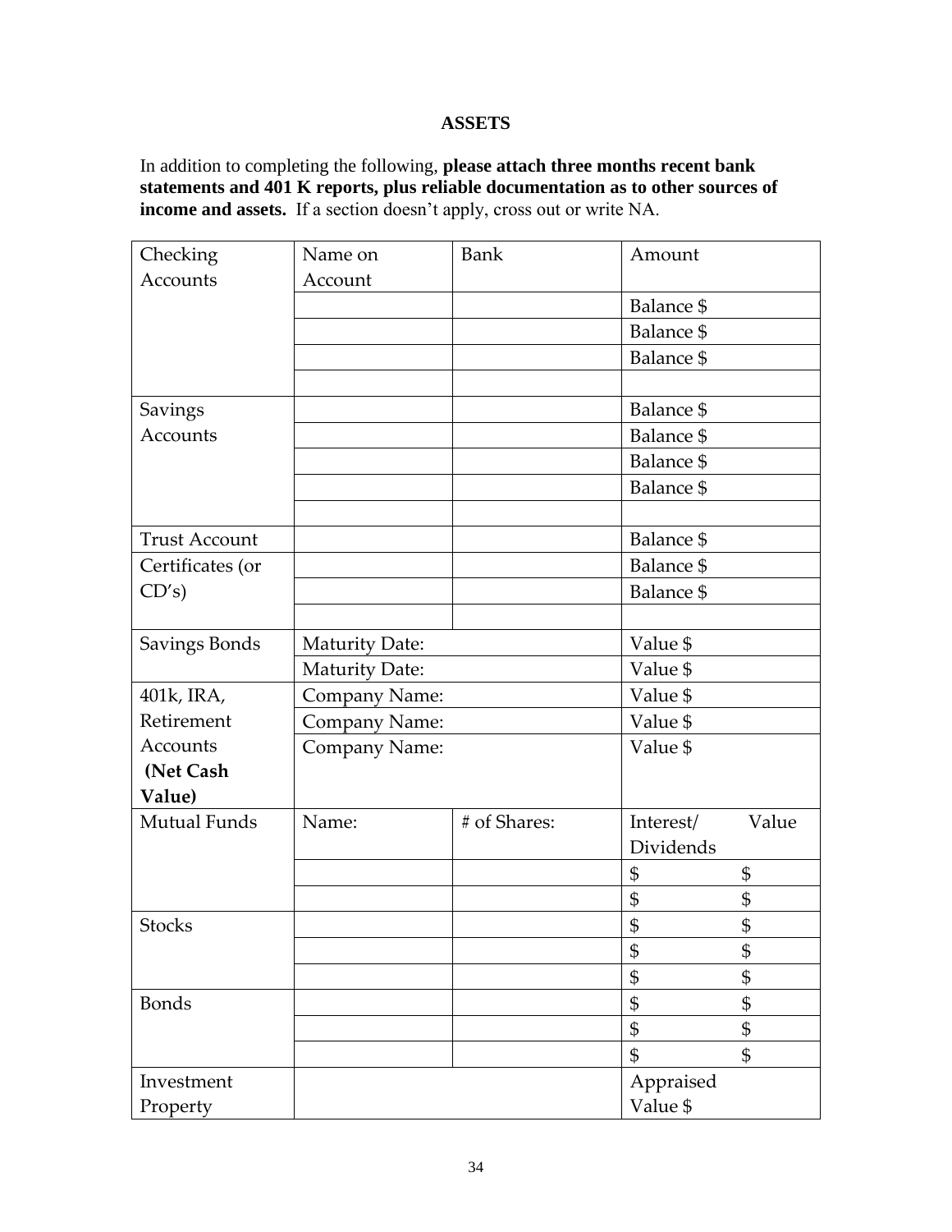**ASSETS**

In addition to completing the following, **please attach three months recent bank statements and 401 K reports, plus reliable documentation as to other sources of income and assets.** If a section doesn't apply, cross out or write NA.

| Checking Accounts | Name on Account | Bank | Amount | |
|---|---|---|---|---|
| | | | Balance $ | |
| | | | Balance $ | |
| | | | Balance $ | |
| | | | | |
| Savings Accounts | | | Balance $ | |
| | | | Balance $ | |
| | | | Balance $ | |
| | | | Balance $ | |
| | | | | |
| Trust Account | | | Balance $ | |
| Certificates (or CD's) | | | Balance $ | |
| | | | Balance $ | |
| | | | | |
| Savings Bonds | Maturity Date: | | Value $ | |
| | Maturity Date: | | Value $ | |
| 401k, IRA, Retirement Accounts **(Net Cash Value)** | Company Name: | | Value $ | |
| | Company Name: | | Value $ | |
| | Company Name: | | Value $ | |
| Mutual Funds | Name: | # of Shares: | Interest/ Dividends | Value |
| | | | $ | $ |
| | | | $ | $ |
| Stocks | | | $ | $ |
| | | | $ | $ |
| | | | $ | $ |
| Bonds | | | $ | $ |
| | | | $ | $ |
| | | | $ | $ |
| Investment Property | | | Appraised Value $ | |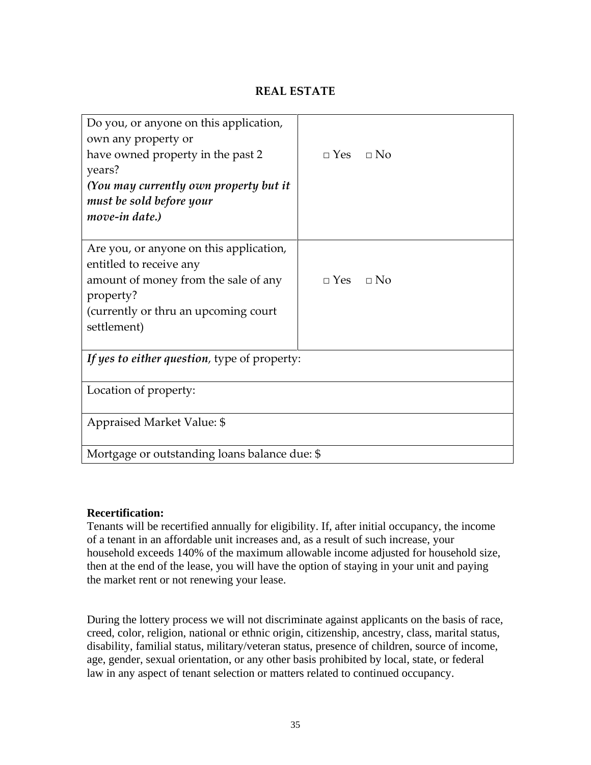## REAL ESTATE

| | |
|---|---|
| Do you, or anyone on this application, own any property or have owned property in the past 2 years? ***(You may currently own property but it must be sold before your move-in date.)*** | □ Yes □ No |
| Are you, or anyone on this application, entitled to receive any amount of money from the sale of any property? (currently or thru an upcoming court settlement) | □ Yes □ No |
| ***If yes to either question***, type of property: | |
| Location of property: | |
| Appraised Market Value: $ | |
| Mortgage or outstanding loans balance due: $ | |

**Recertification:**
Tenants will be recertified annually for eligibility. If, after initial occupancy, the income of a tenant in an affordable unit increases and, as a result of such increase, your household exceeds 140% of the maximum allowable income adjusted for household size, then at the end of the lease, you will have the option of staying in your unit and paying the market rent or not renewing your lease.

During the lottery process we will not discriminate against applicants on the basis of race, creed, color, religion, national or ethnic origin, citizenship, ancestry, class, marital status, disability, familial status, military/veteran status, presence of children, source of income, age, gender, sexual orientation, or any other basis prohibited by local, state, or federal law in any aspect of tenant selection or matters related to continued occupancy.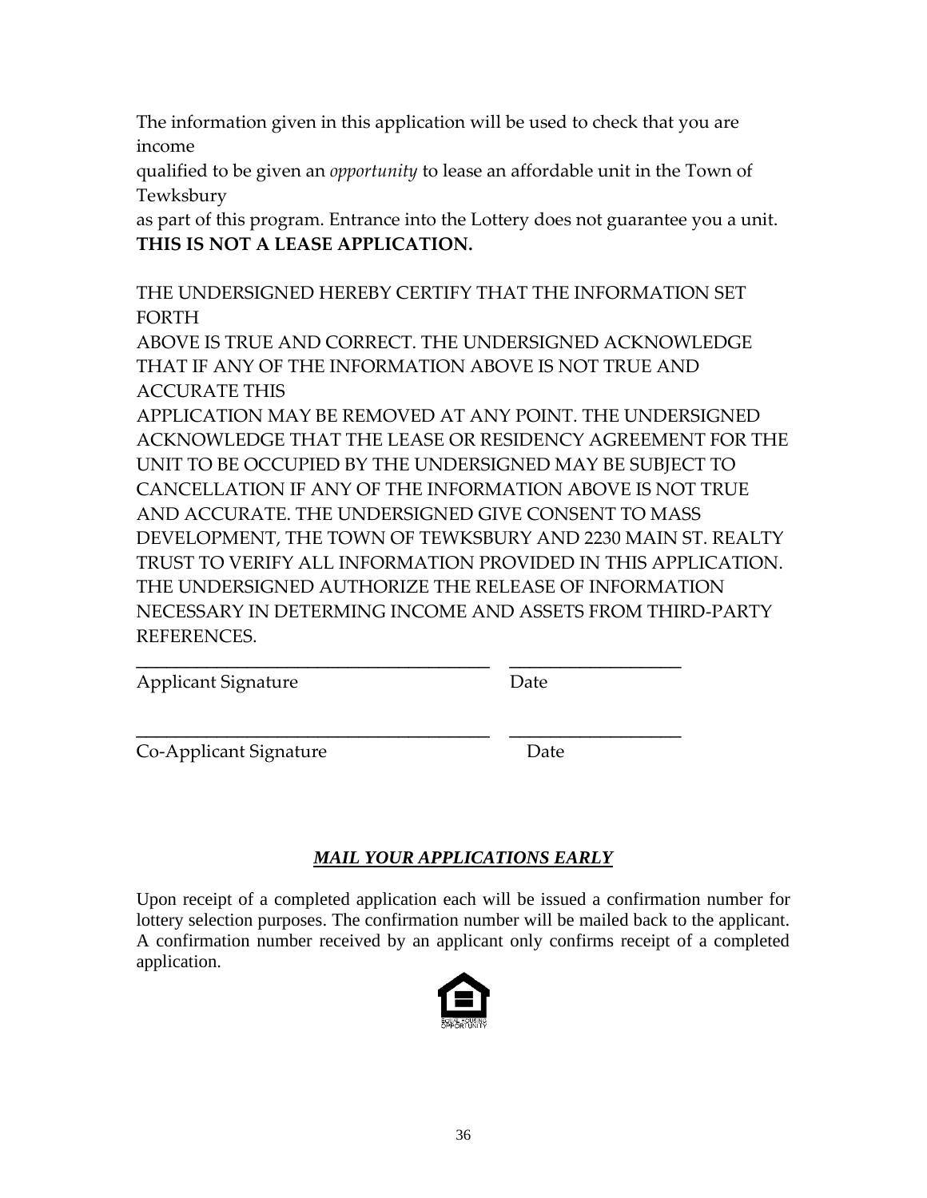The information given in this application will be used to check that you are income qualified to be given an *opportunity* to lease an affordable unit in the Town of Tewksbury as part of this program. Entrance into the Lottery does not guarantee you a unit. **THIS IS NOT A LEASE APPLICATION.**

THE UNDERSIGNED HEREBY CERTIFY THAT THE INFORMATION SET FORTH ABOVE IS TRUE AND CORRECT. THE UNDERSIGNED ACKNOWLEDGE THAT IF ANY OF THE INFORMATION ABOVE IS NOT TRUE AND ACCURATE THIS APPLICATION MAY BE REMOVED AT ANY POINT. THE UNDERSIGNED ACKNOWLEDGE THAT THE LEASE OR RESIDENCY AGREEMENT FOR THE UNIT TO BE OCCUPIED BY THE UNDERSIGNED MAY BE SUBJECT TO CANCELLATION IF ANY OF THE INFORMATION ABOVE IS NOT TRUE AND ACCURATE. THE UNDERSIGNED GIVE CONSENT TO MASS DEVELOPMENT, THE TOWN OF TEWKSBURY AND 2230 MAIN ST. REALTY TRUST TO VERIFY ALL INFORMATION PROVIDED IN THIS APPLICATION. THE UNDERSIGNED AUTHORIZE THE RELEASE OF INFORMATION NECESSARY IN DETERMING INCOME AND ASSETS FROM THIRD-PARTY REFERENCES.

_______________________________________ __________________

Applicant Signature Date

_______________________________________ __________________

Co-Applicant Signature Date

***MAIL YOUR APPLICATIONS EARLY***

Upon receipt of a completed application each will be issued a confirmation number for lottery selection purposes. The confirmation number will be mailed back to the applicant. A confirmation number received by an applicant only confirms receipt of a completed application.

EQUAL HOUSING OPPORTUNITY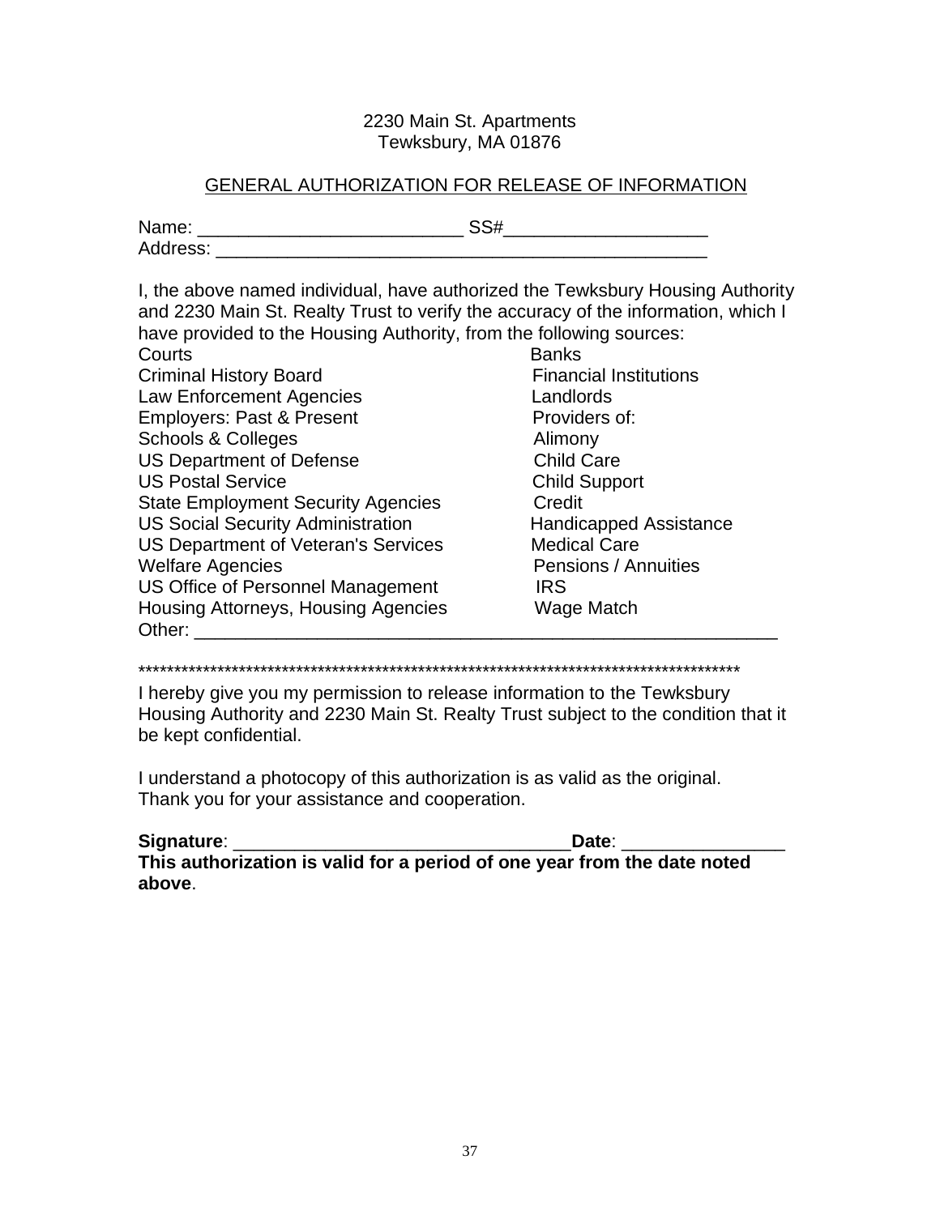2230 Main St. Apartments
Tewksbury, MA 01876

## GENERAL AUTHORIZATION FOR RELEASE OF INFORMATION

Name: _________________________ SS#___________________
Address: ______________________________________________

I, the above named individual, have authorized the Tewksbury Housing Authority and 2230 Main St. Realty Trust to verify the accuracy of the information, which I have provided to the Housing Authority, from the following sources:

| | |
|---|---|
| Courts | Banks |
| Criminal History Board | Financial Institutions |
| Law Enforcement Agencies | Landlords |
| Employers: Past & Present | Providers of: |
| Schools & Colleges | Alimony |
| US Department of Defense | Child Care |
| US Postal Service | Child Support |
| State Employment Security Agencies | Credit |
| US Social Security Administration | Handicapped Assistance |
| US Department of Veteran's Services | Medical Care |
| Welfare Agencies | Pensions / Annuities |
| US Office of Personnel Management | IRS |
| Housing Attorneys, Housing Agencies | Wage Match |

Other: _______________________________________________________

****************************************************************************************

I hereby give you my permission to release information to the Tewksbury Housing Authority and 2230 Main St. Realty Trust subject to the condition that it be kept confidential.

I understand a photocopy of this authorization is as valid as the original.
Thank you for your assistance and cooperation.

**Signature**: ________________________________**Date**: _______________
**This authorization is valid for a period of one year from the date noted above**.